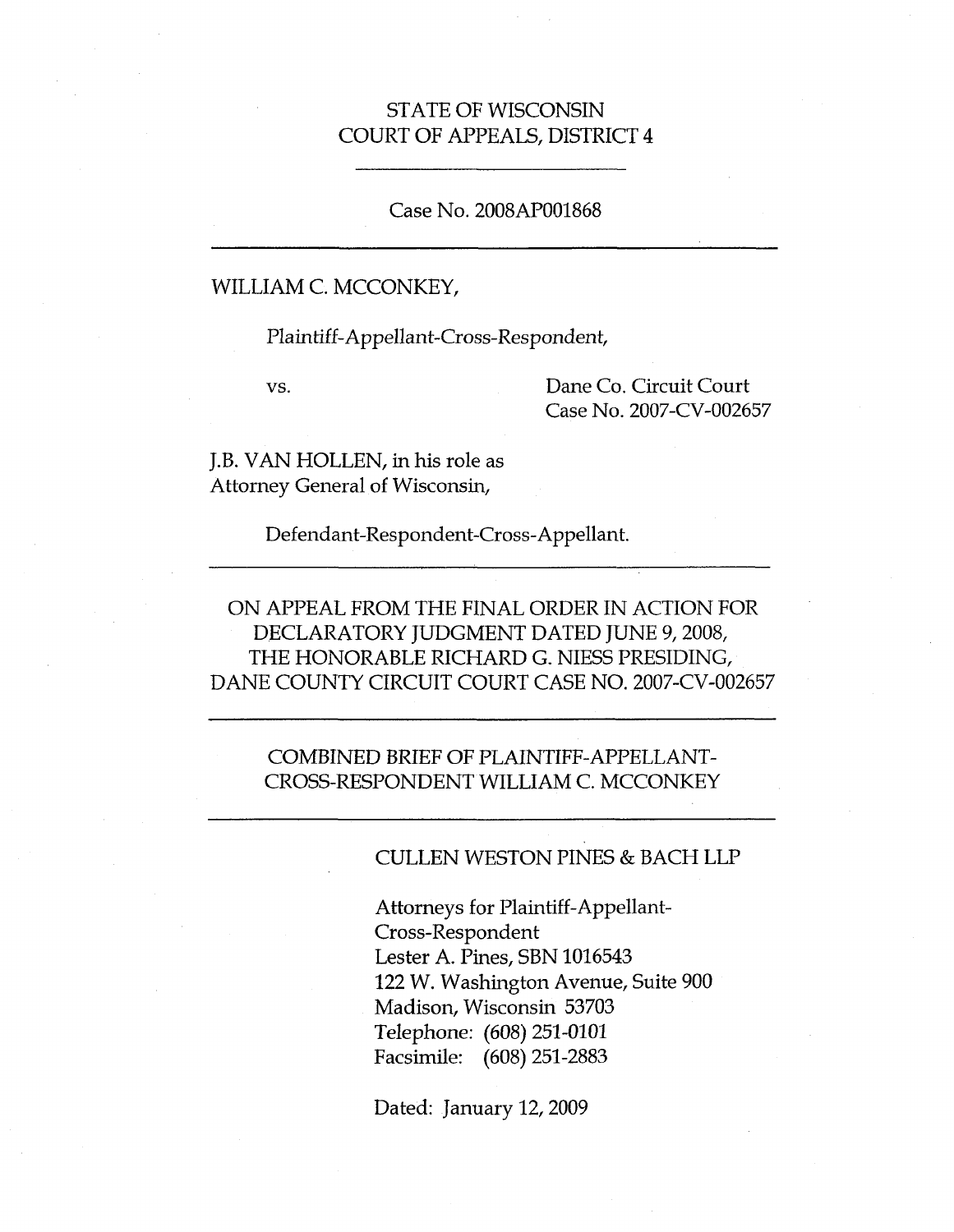STATE OF WISCONSIN
COURT OF APPEALS, DISTRICT 4

---

Case No. 2008AP001868

---

WILLIAM C. MCCONKEY,

Plaintiff-Appellant-Cross-Respondent,

vs.

Dane Co. Circuit Court
Case No. 2007-CV-002657

J.B. VAN HOLLEN, in his role as
Attorney General of Wisconsin,

Defendant-Respondent-Cross-Appellant.

---

ON APPEAL FROM THE FINAL ORDER IN ACTION FOR DECLARATORY JUDGMENT DATED JUNE 9, 2008, THE HONORABLE RICHARD G. NIESS PRESIDING, DANE COUNTY CIRCUIT COURT CASE NO. 2007-CV-002657

---

COMBINED BRIEF OF PLAINTIFF-APPELLANT-CROSS-RESPONDENT WILLIAM C. MCCONKEY

---

CULLEN WESTON PINES & BACH LLP

Attorneys for Plaintiff-Appellant-Cross-Respondent
Lester A. Pines, SBN 1016543
122 W. Washington Avenue, Suite 900
Madison, Wisconsin 53703
Telephone: (608) 251-0101
Facsimile: (608) 251-2883

Dated: January 12, 2009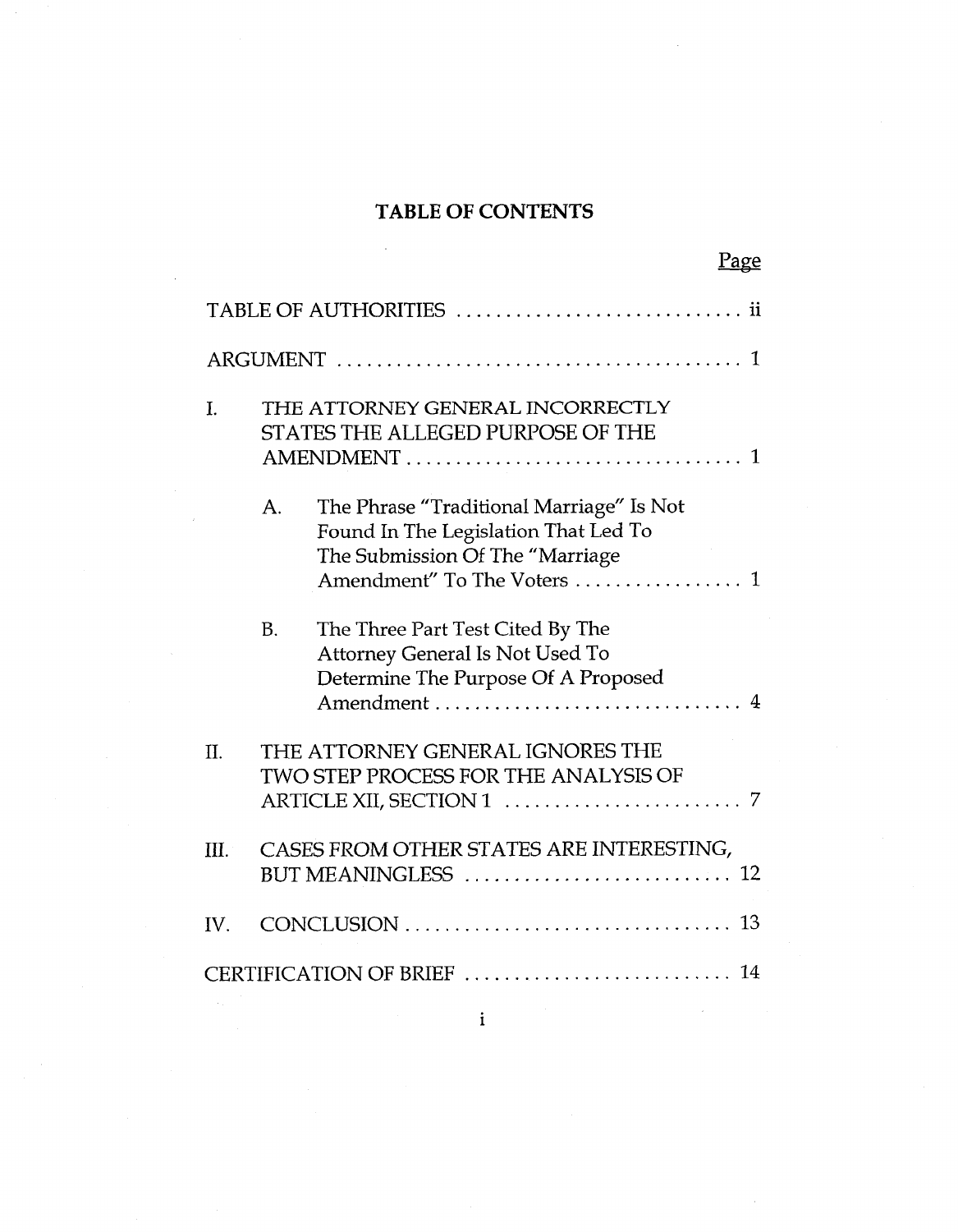# TABLE OF CONTENTS

| | Page |
|---|---|
| TABLE OF AUTHORITIES | ii |
| ARGUMENT | 1 |
| I. THE ATTORNEY GENERAL INCORRECTLY STATES THE ALLEGED PURPOSE OF THE AMENDMENT | 1 |
| A. The Phrase "Traditional Marriage" Is Not Found In The Legislation That Led To The Submission Of The "Marriage Amendment" To The Voters | 1 |
| B. The Three Part Test Cited By The Attorney General Is Not Used To Determine The Purpose Of A Proposed Amendment | 4 |
| II. THE ATTORNEY GENERAL IGNORES THE TWO STEP PROCESS FOR THE ANALYSIS OF ARTICLE XII, SECTION 1 | 7 |
| III. CASES FROM OTHER STATES ARE INTERESTING, BUT MEANINGLESS | 12 |
| IV. CONCLUSION | 13 |
| CERTIFICATION OF BRIEF | 14 |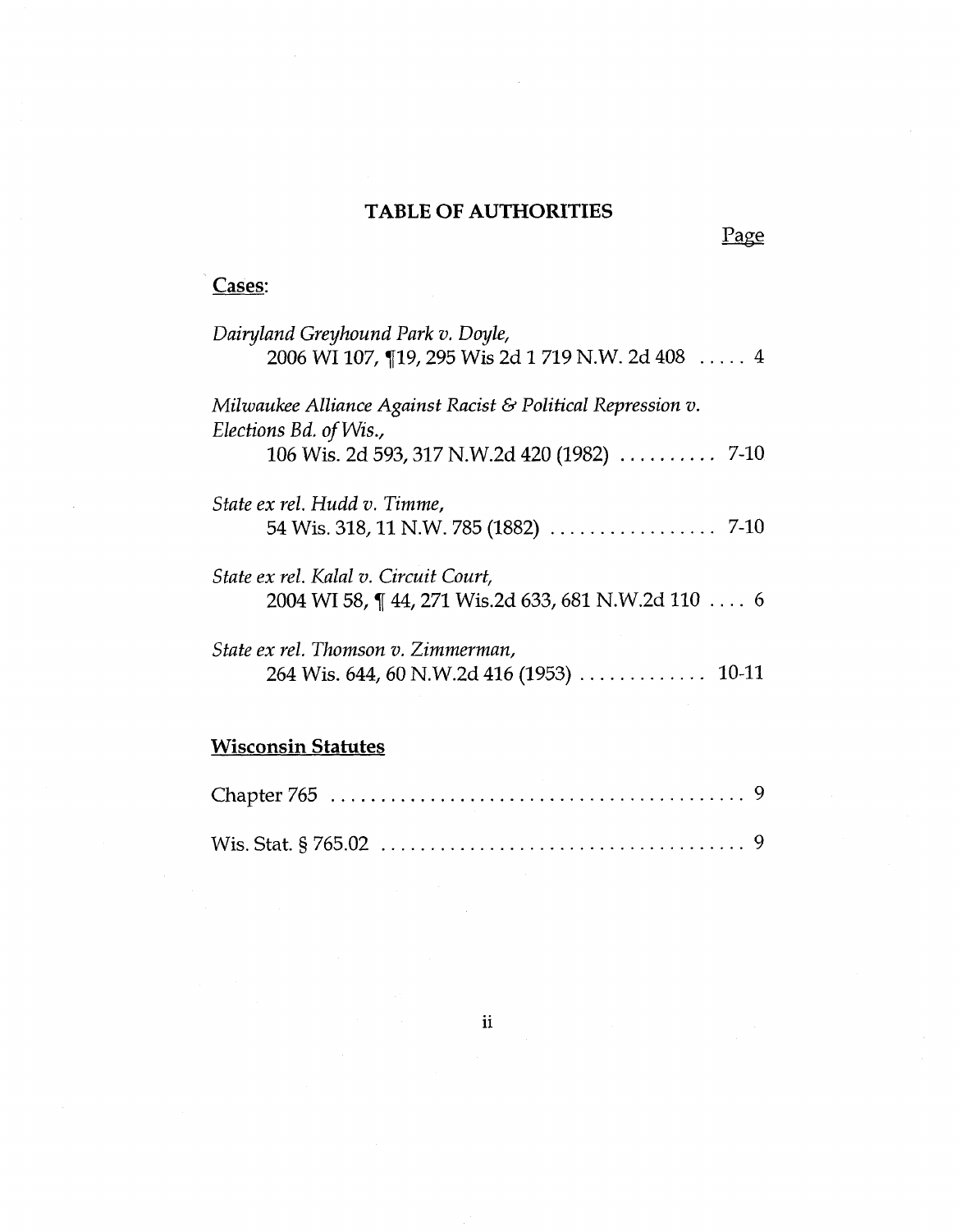# TABLE OF AUTHORITIES

Page

**Cases**:

*Dairyland Greyhound Park v. Doyle*,
2006 WI 107, ¶19, 295 Wis 2d 1 719 N.W. 2d 408 ..... 4

*Milwaukee Alliance Against Racist & Political Repression v. Elections Bd. of Wis.*,
106 Wis. 2d 593, 317 N.W.2d 420 (1982) .......... 7-10

*State ex rel. Hudd v. Timme*,
54 Wis. 318, 11 N.W. 785 (1882) ................. 7-10

*State ex rel. Kalal v. Circuit Court*,
2004 WI 58, ¶ 44, 271 Wis.2d 633, 681 N.W.2d 110 .... 6

*State ex rel. Thomson v. Zimmerman*,
264 Wis. 644, 60 N.W.2d 416 (1953) ............. 10-11

**Wisconsin Statutes**

Chapter 765 .......................................... 9

Wis. Stat. § 765.02 ..................................... 9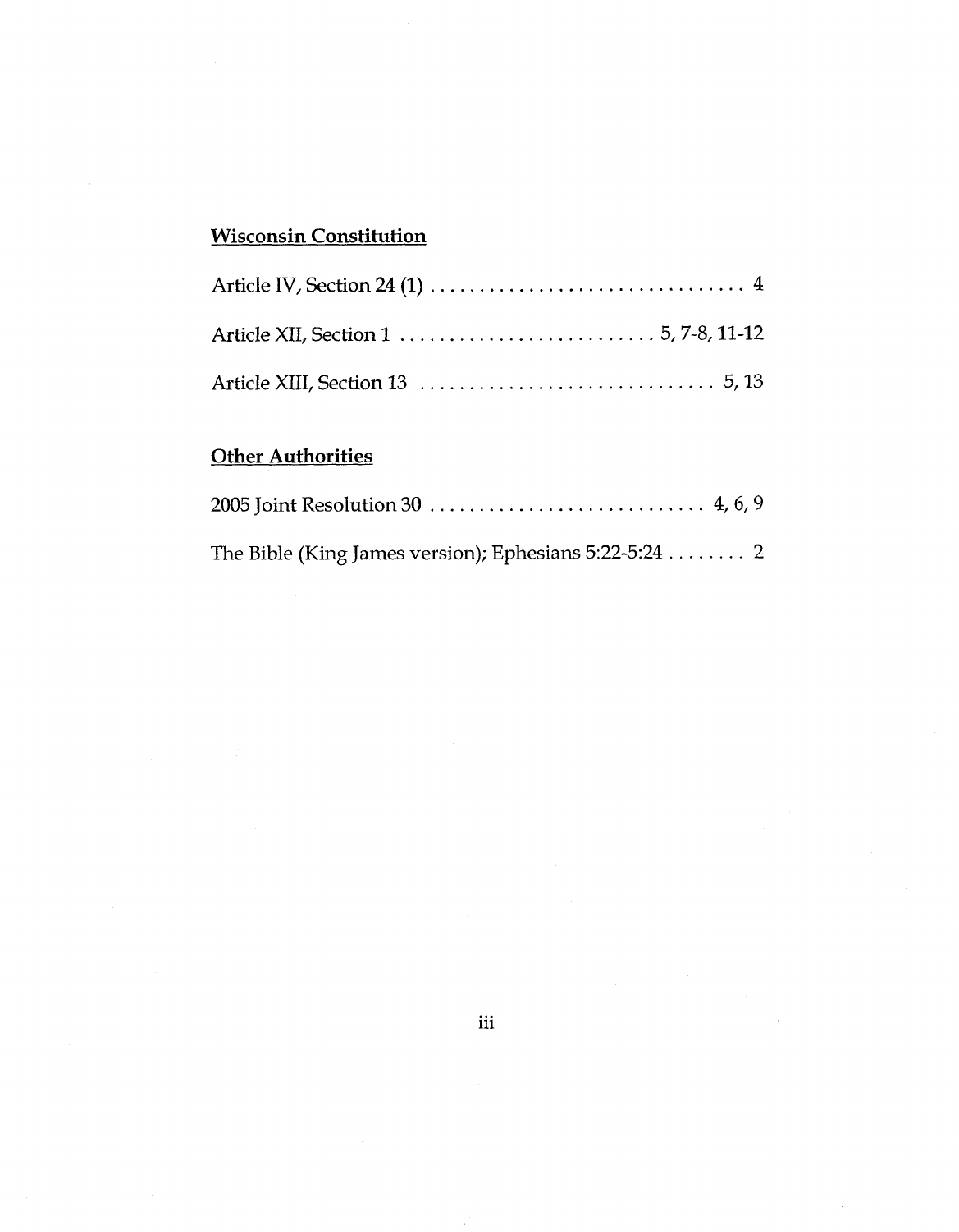**Wisconsin Constitution**

Article IV, Section 24 (1) . . . . . . . . . . . . . . . . . . . . . . . . . . . . . . . . 4

Article XII, Section 1 . . . . . . . . . . . . . . . . . . . . . . . . . . 5, 7-8, 11-12

Article XIII, Section 13 . . . . . . . . . . . . . . . . . . . . . . . . . . . . . . 5, 13

**Other Authorities**

2005 Joint Resolution 30 . . . . . . . . . . . . . . . . . . . . . . . . . . . . 4, 6, 9

The Bible (King James version); Ephesians 5:22-5:24 . . . . . . . . 2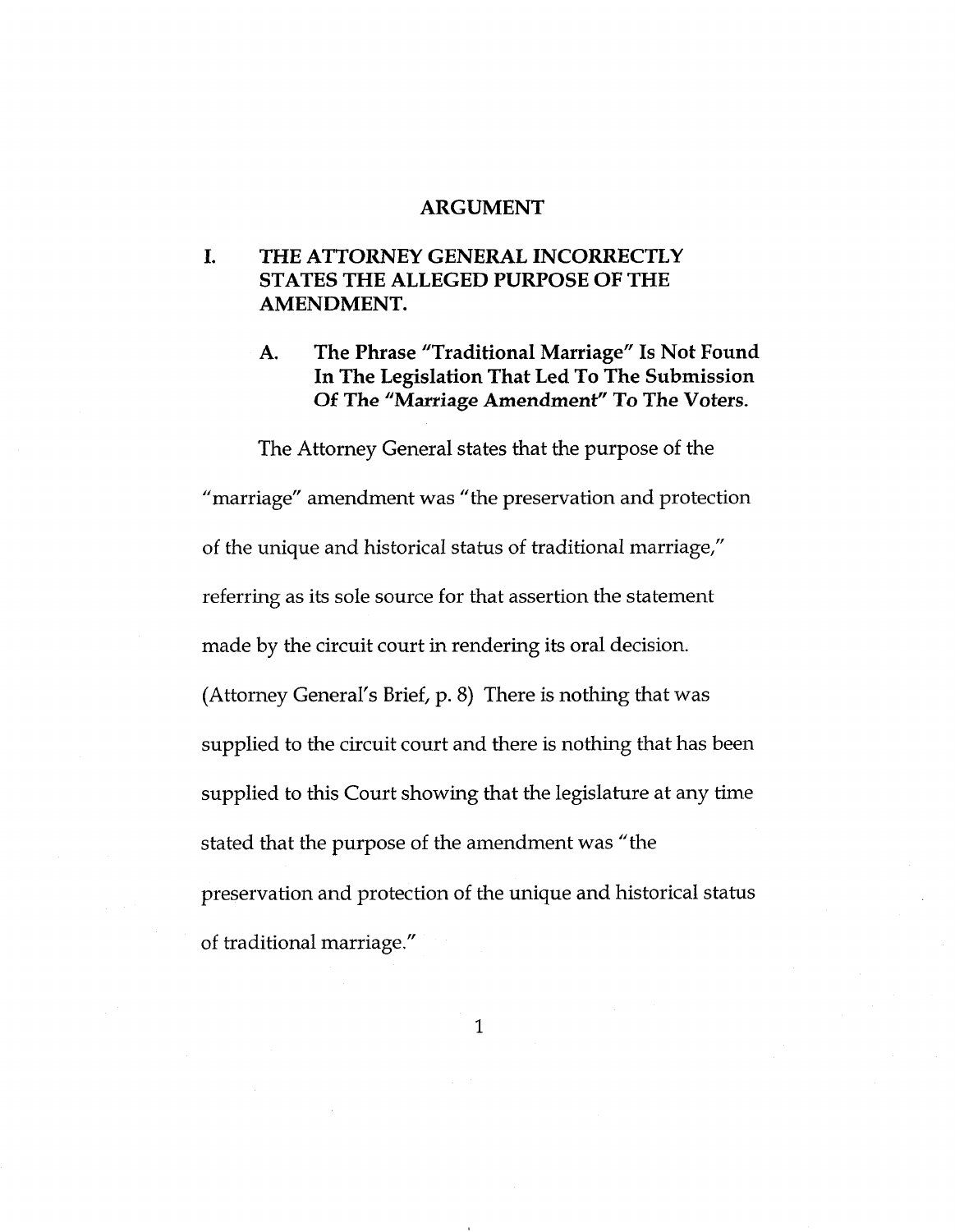# ARGUMENT

## I. THE ATTORNEY GENERAL INCORRECTLY STATES THE ALLEGED PURPOSE OF THE AMENDMENT.

### A. The Phrase "Traditional Marriage" Is Not Found In The Legislation That Led To The Submission Of The "Marriage Amendment" To The Voters.

The Attorney General states that the purpose of the "marriage" amendment was "the preservation and protection of the unique and historical status of traditional marriage," referring as its sole source for that assertion the statement made by the circuit court in rendering its oral decision. (Attorney General's Brief, p. 8) There is nothing that was supplied to the circuit court and there is nothing that has been supplied to this Court showing that the legislature at any time stated that the purpose of the amendment was "the preservation and protection of the unique and historical status of traditional marriage."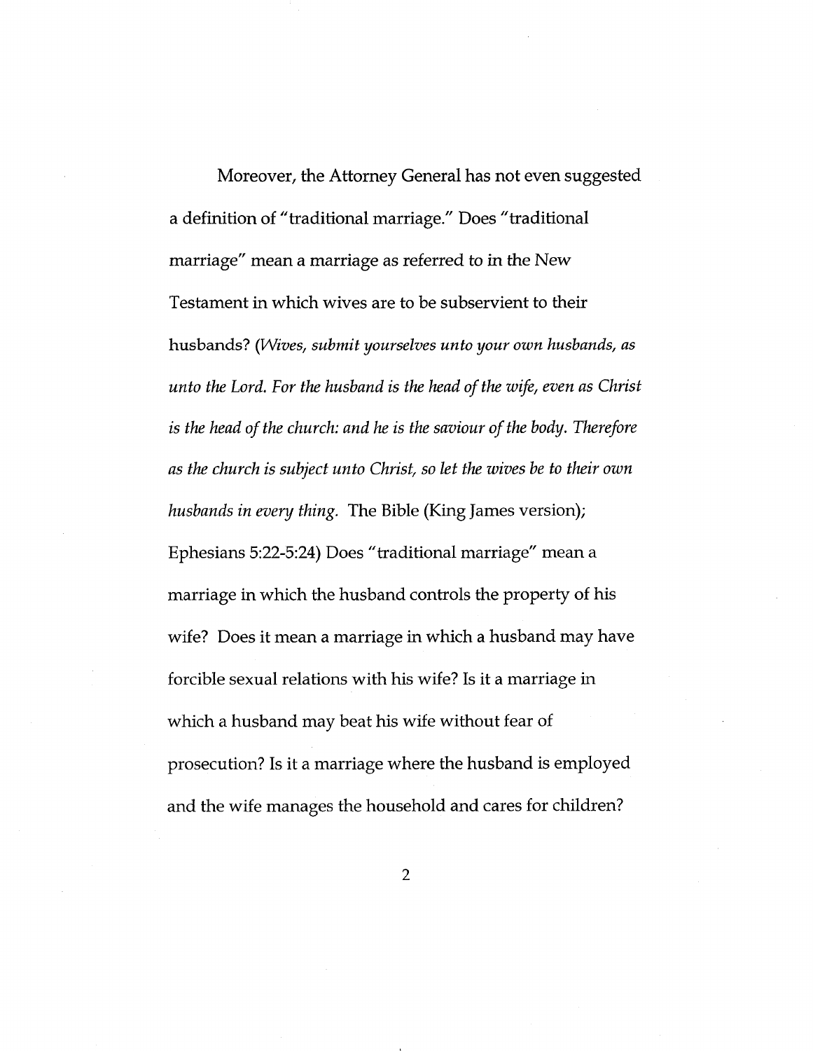Moreover, the Attorney General has not even suggested a definition of "traditional marriage." Does "traditional marriage" mean a marriage as referred to in the New Testament in which wives are to be subservient to their husbands? (*Wives, submit yourselves unto your own husbands, as unto the Lord. For the husband is the head of the wife, even as Christ is the head of the church: and he is the saviour of the body. Therefore as the church is subject unto Christ, so let the wives be to their own husbands in every thing.* The Bible (King James version); Ephesians 5:22-5:24) Does "traditional marriage" mean a marriage in which the husband controls the property of his wife? Does it mean a marriage in which a husband may have forcible sexual relations with his wife? Is it a marriage in which a husband may beat his wife without fear of prosecution? Is it a marriage where the husband is employed and the wife manages the household and cares for children?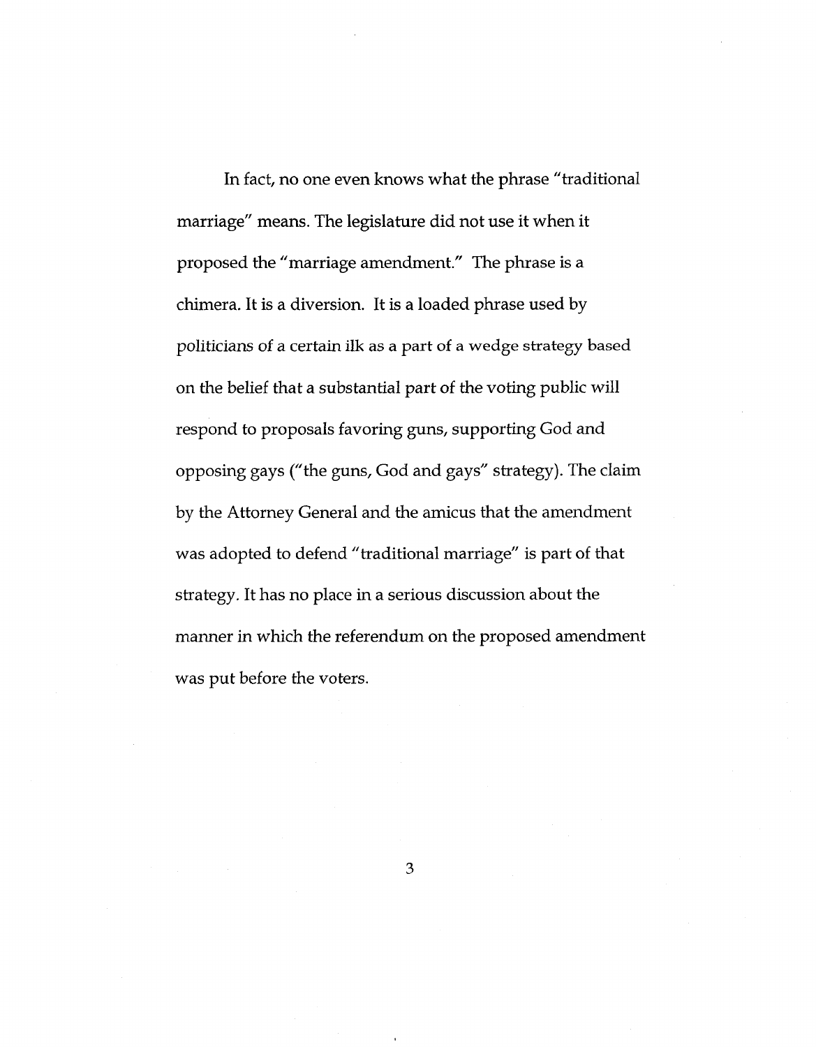In fact, no one even knows what the phrase "traditional marriage" means. The legislature did not use it when it proposed the "marriage amendment." The phrase is a chimera. It is a diversion. It is a loaded phrase used by politicians of a certain ilk as a part of a wedge strategy based on the belief that a substantial part of the voting public will respond to proposals favoring guns, supporting God and opposing gays ("the guns, God and gays" strategy). The claim by the Attorney General and the amicus that the amendment was adopted to defend "traditional marriage" is part of that strategy. It has no place in a serious discussion about the manner in which the referendum on the proposed amendment was put before the voters.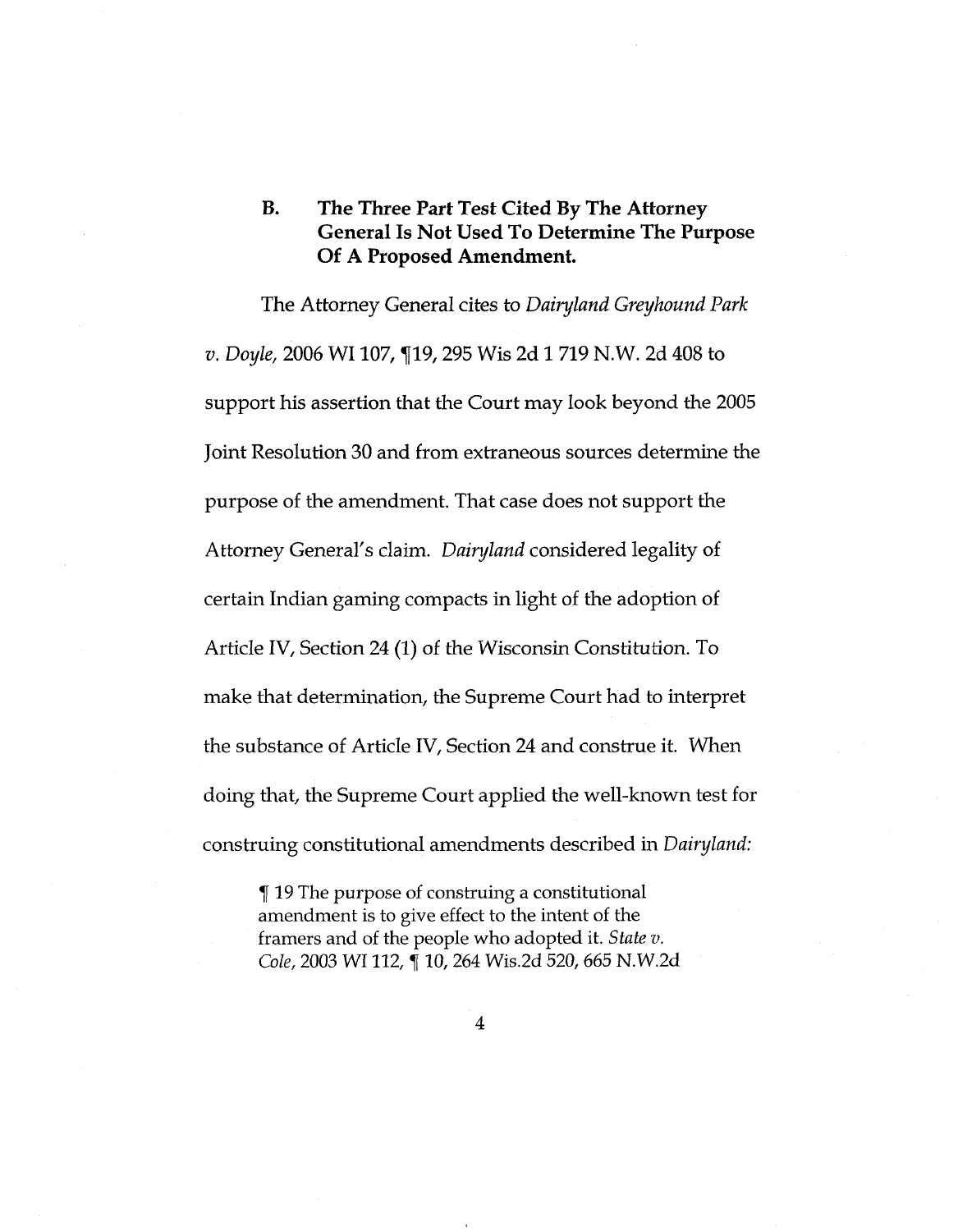### B. The Three Part Test Cited By The Attorney General Is Not Used To Determine The Purpose Of A Proposed Amendment.

The Attorney General cites to *Dairyland Greyhound Park v. Doyle,* 2006 WI 107, ¶19, 295 Wis 2d 1 719 N.W. 2d 408 to support his assertion that the Court may look beyond the 2005 Joint Resolution 30 and from extraneous sources determine the purpose of the amendment. That case does not support the Attorney General's claim. *Dairyland* considered legality of certain Indian gaming compacts in light of the adoption of Article IV, Section 24 (1) of the Wisconsin Constitution. To make that determination, the Supreme Court had to interpret the substance of Article IV, Section 24 and construe it. When doing that, the Supreme Court applied the well-known test for construing constitutional amendments described in *Dairyland:*

> ¶ 19 The purpose of construing a constitutional amendment is to give effect to the intent of the framers and of the people who adopted it. *State v. Cole,* 2003 WI 112, ¶ 10, 264 Wis.2d 520, 665 N.W.2d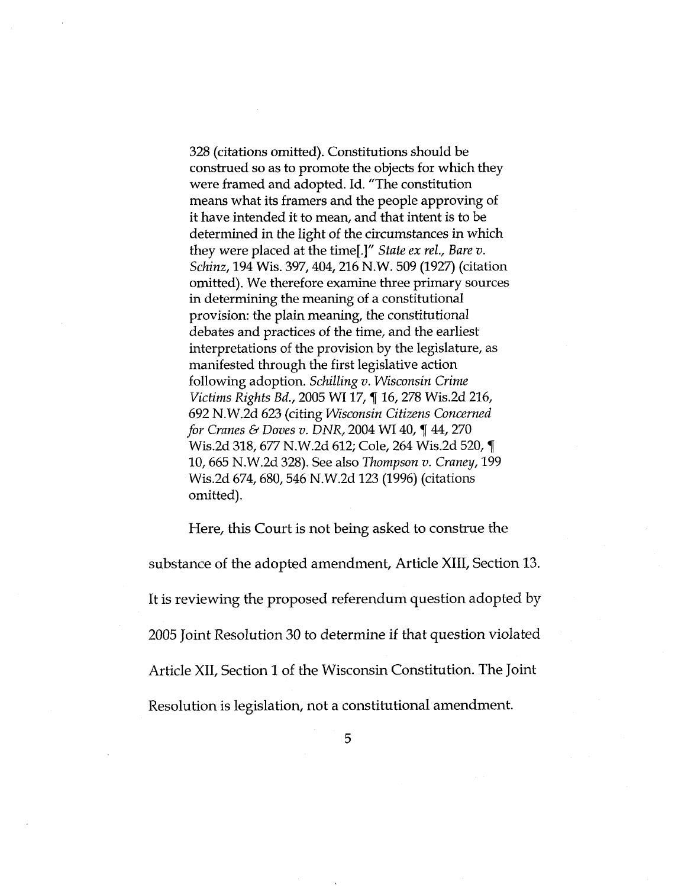> 328 (citations omitted). Constitutions should be construed so as to promote the objects for which they were framed and adopted. Id. "The constitution means what its framers and the people approving of it have intended it to mean, and that intent is to be determined in the light of the circumstances in which they were placed at the time[.]" *State ex rel., Bare v. Schinz*, 194 Wis. 397, 404, 216 N.W. 509 (1927) (citation omitted). We therefore examine three primary sources in determining the meaning of a constitutional provision: the plain meaning, the constitutional debates and practices of the time, and the earliest interpretations of the provision by the legislature, as manifested through the first legislative action following adoption. *Schilling v. Wisconsin Crime Victims Rights Bd.*, 2005 WI 17, ¶ 16, 278 Wis.2d 216, 692 N.W.2d 623 (citing *Wisconsin Citizens Concerned for Cranes & Doves v. DNR*, 2004 WI 40, ¶ 44, 270 Wis.2d 318, 677 N.W.2d 612; Cole, 264 Wis.2d 520, ¶ 10, 665 N.W.2d 328). See also *Thompson v. Craney*, 199 Wis.2d 674, 680, 546 N.W.2d 123 (1996) (citations omitted).

Here, this Court is not being asked to construe the substance of the adopted amendment, Article XIII, Section 13. It is reviewing the proposed referendum question adopted by 2005 Joint Resolution 30 to determine if that question violated Article XII, Section 1 of the Wisconsin Constitution. The Joint Resolution is legislation, not a constitutional amendment.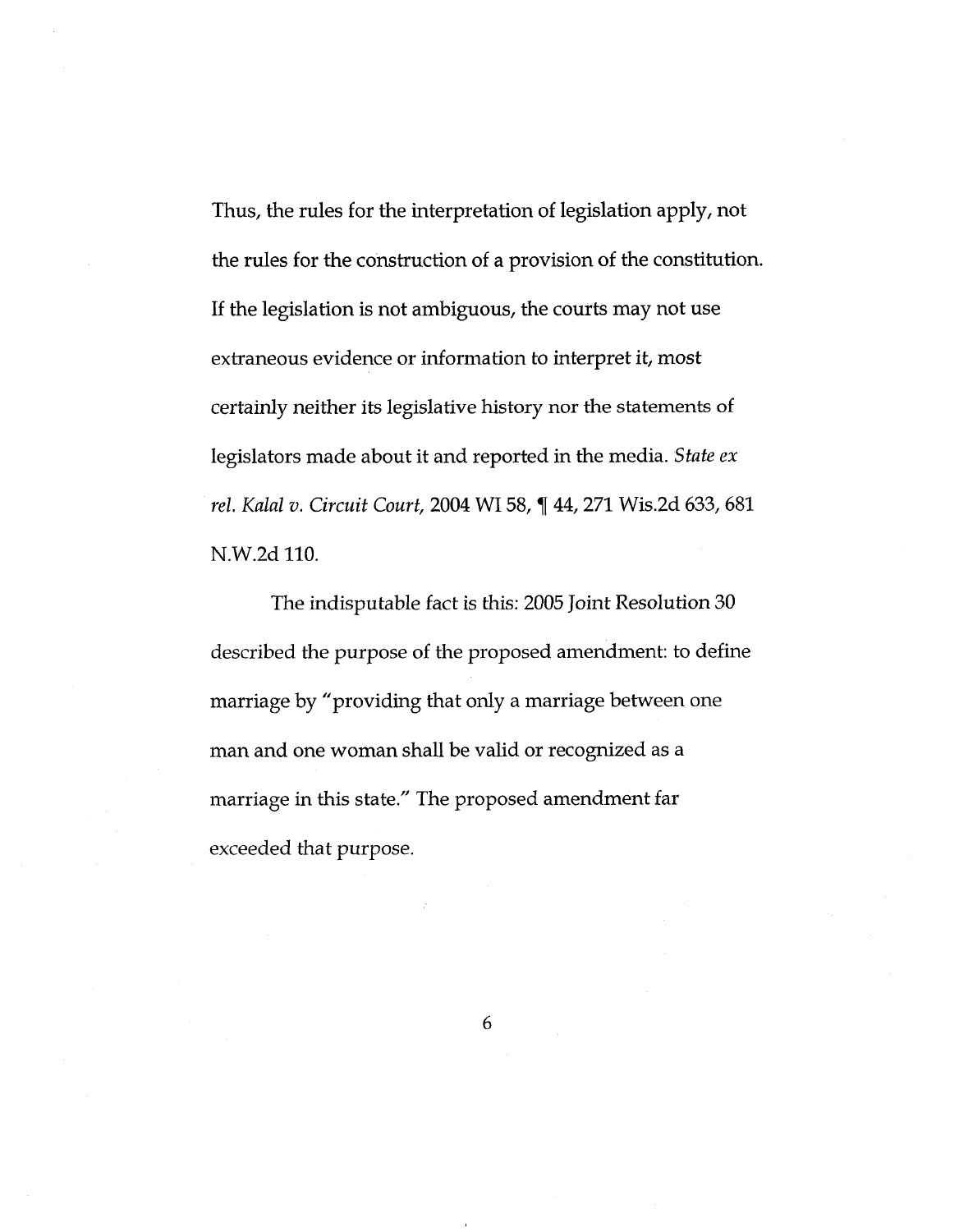Thus, the rules for the interpretation of legislation apply, not the rules for the construction of a provision of the constitution. If the legislation is not ambiguous, the courts may not use extraneous evidence or information to interpret it, most certainly neither its legislative history nor the statements of legislators made about it and reported in the media. *State ex rel. Kalal v. Circuit Court*, 2004 WI 58, ¶ 44, 271 Wis.2d 633, 681 N.W.2d 110.

The indisputable fact is this: 2005 Joint Resolution 30 described the purpose of the proposed amendment: to define marriage by "providing that only a marriage between one man and one woman shall be valid or recognized as a marriage in this state." The proposed amendment far exceeded that purpose.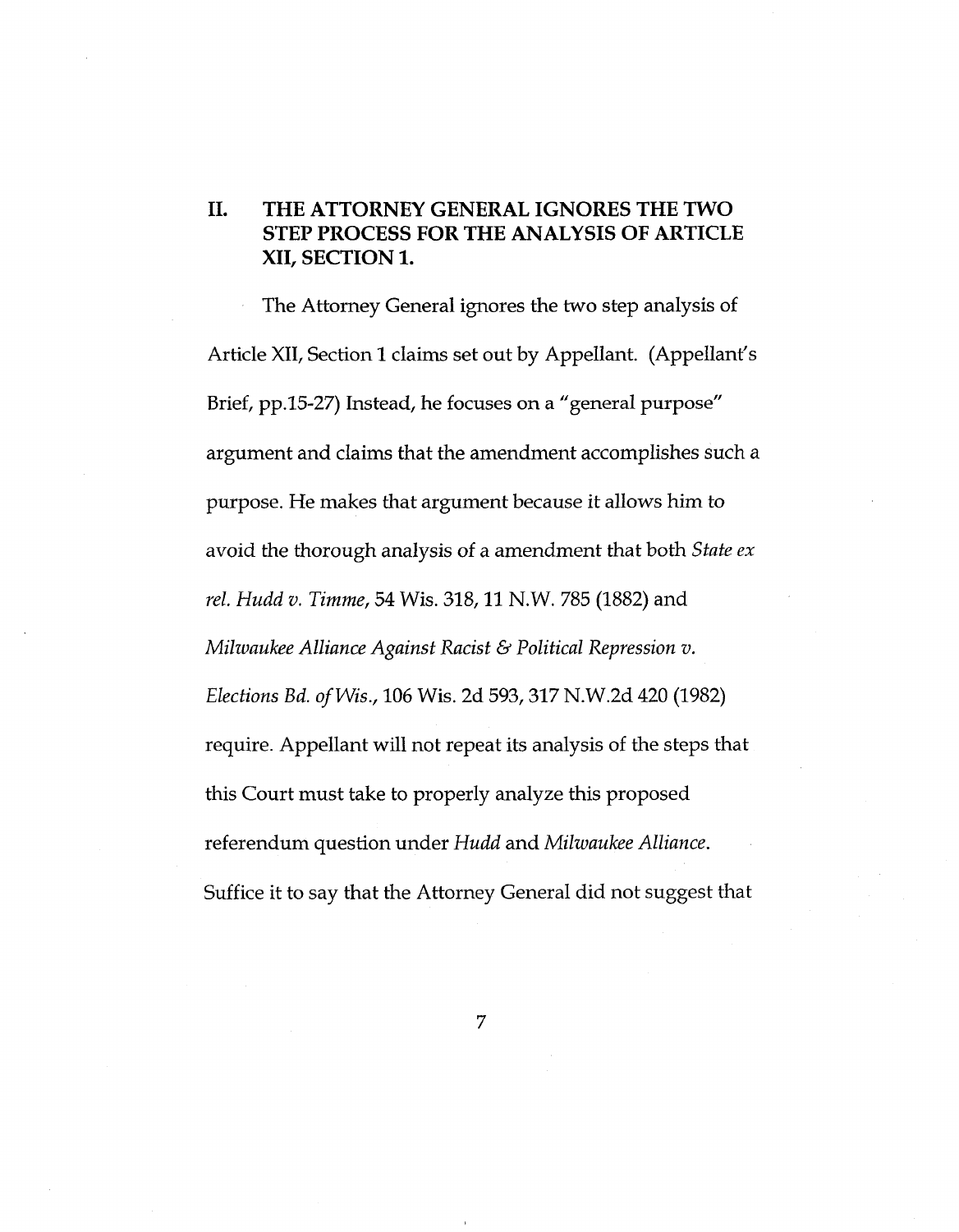## II. THE ATTORNEY GENERAL IGNORES THE TWO STEP PROCESS FOR THE ANALYSIS OF ARTICLE XII, SECTION 1.

The Attorney General ignores the two step analysis of Article XII, Section 1 claims set out by Appellant. (Appellant's Brief, pp.15-27) Instead, he focuses on a "general purpose" argument and claims that the amendment accomplishes such a purpose. He makes that argument because it allows him to avoid the thorough analysis of a amendment that both *State ex rel. Hudd v. Timme*, 54 Wis. 318, 11 N.W. 785 (1882) and *Milwaukee Alliance Against Racist & Political Repression v. Elections Bd. of Wis.*, 106 Wis. 2d 593, 317 N.W.2d 420 (1982) require. Appellant will not repeat its analysis of the steps that this Court must take to properly analyze this proposed referendum question under *Hudd* and *Milwaukee Alliance*. Suffice it to say that the Attorney General did not suggest that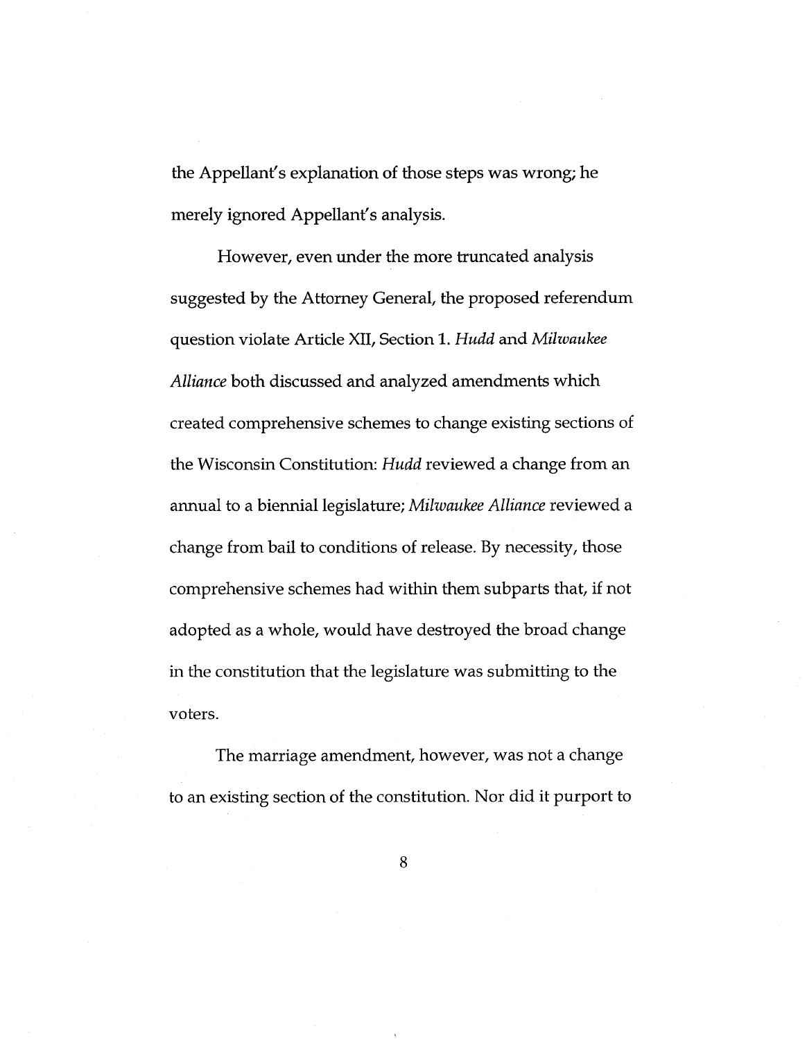the Appellant's explanation of those steps was wrong; he merely ignored Appellant's analysis.

However, even under the more truncated analysis suggested by the Attorney General, the proposed referendum question violate Article XII, Section 1. *Hudd* and *Milwaukee Alliance* both discussed and analyzed amendments which created comprehensive schemes to change existing sections of the Wisconsin Constitution: *Hudd* reviewed a change from an annual to a biennial legislature; *Milwaukee Alliance* reviewed a change from bail to conditions of release. By necessity, those comprehensive schemes had within them subparts that, if not adopted as a whole, would have destroyed the broad change in the constitution that the legislature was submitting to the voters.

The marriage amendment, however, was not a change to an existing section of the constitution. Nor did it purport to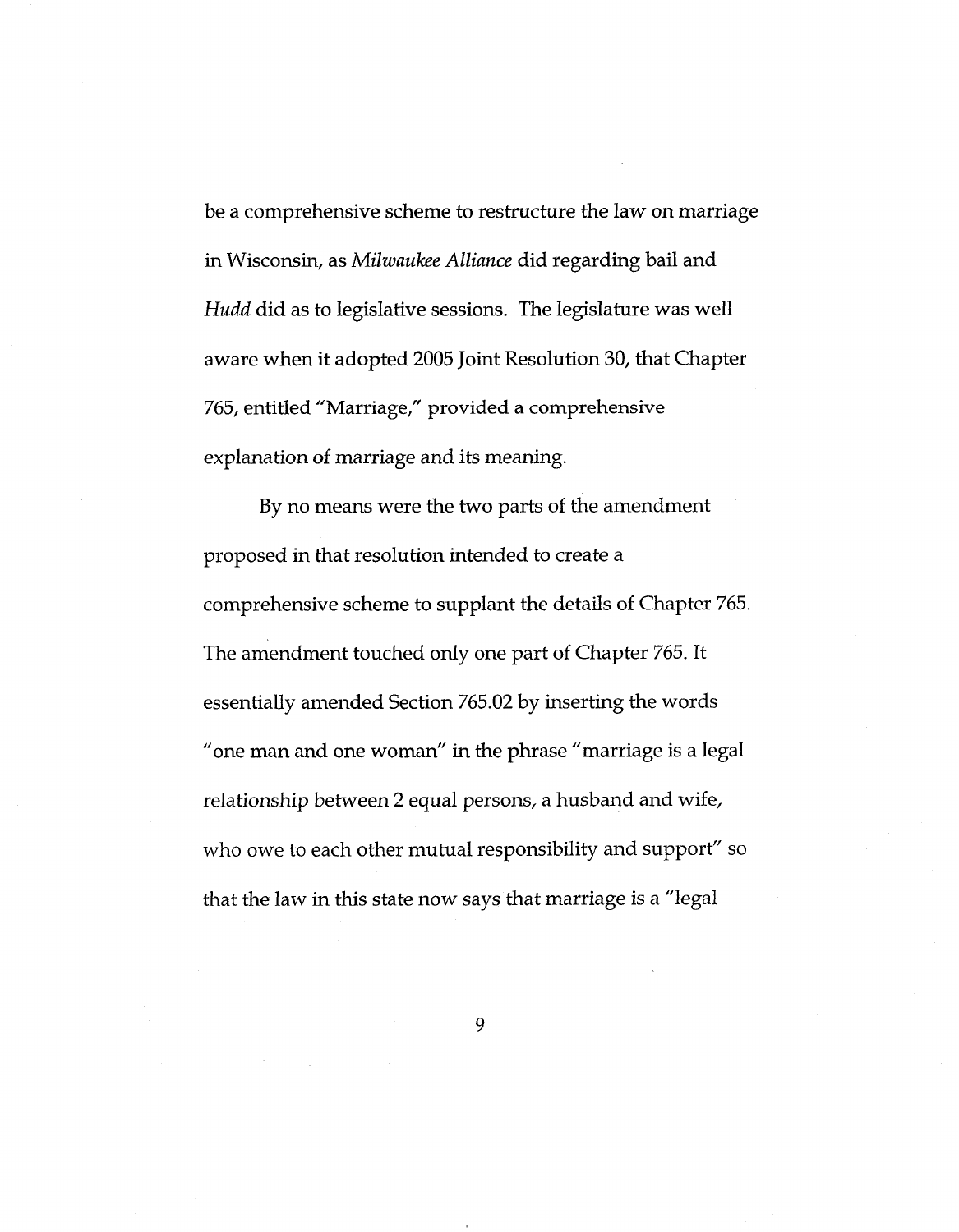be a comprehensive scheme to restructure the law on marriage in Wisconsin, as *Milwaukee Alliance* did regarding bail and *Hudd* did as to legislative sessions. The legislature was well aware when it adopted 2005 Joint Resolution 30, that Chapter 765, entitled "Marriage," provided a comprehensive explanation of marriage and its meaning.

By no means were the two parts of the amendment proposed in that resolution intended to create a comprehensive scheme to supplant the details of Chapter 765. The amendment touched only one part of Chapter 765. It essentially amended Section 765.02 by inserting the words "one man and one woman" in the phrase "marriage is a legal relationship between 2 equal persons, a husband and wife, who owe to each other mutual responsibility and support" so that the law in this state now says that marriage is a "legal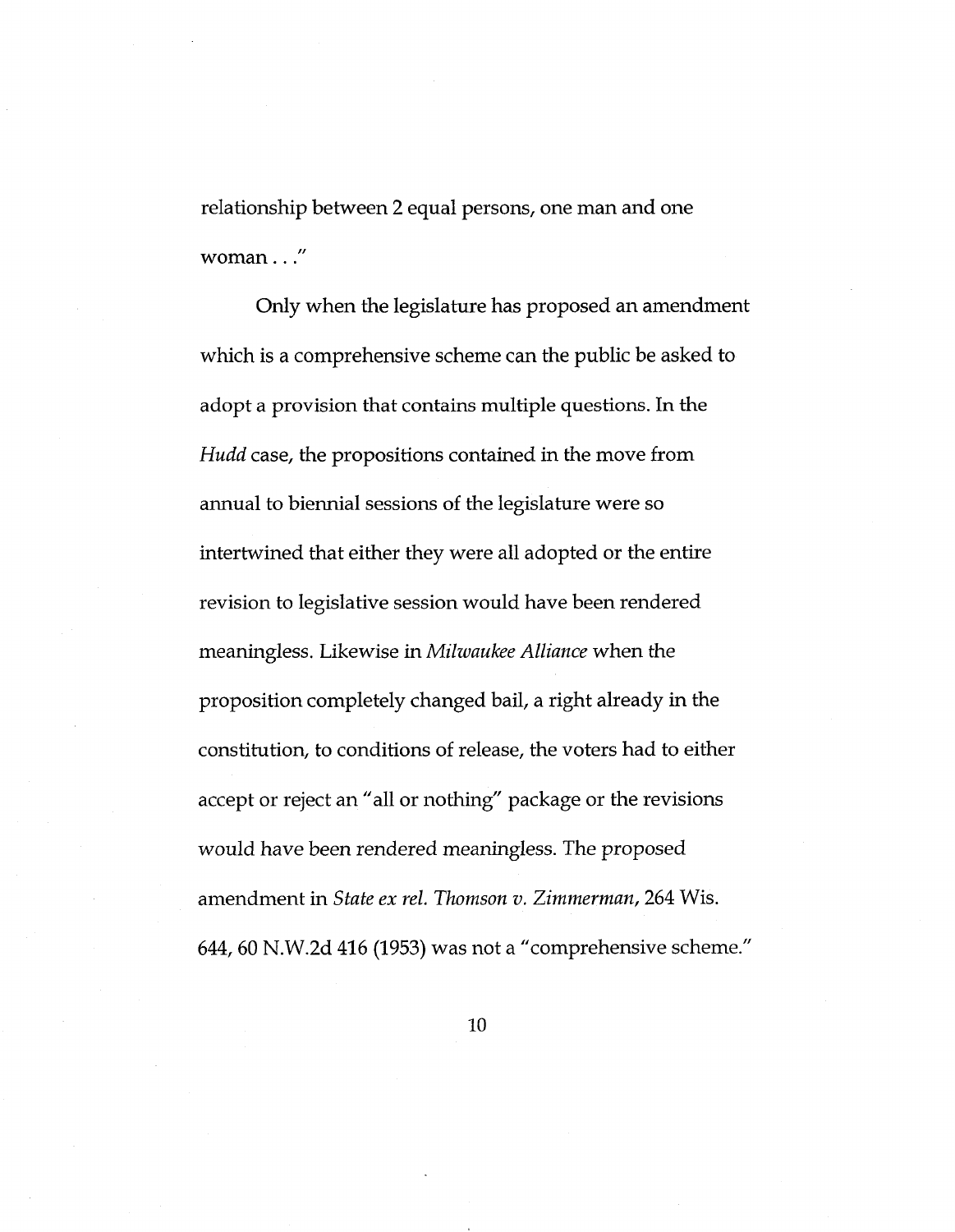relationship between 2 equal persons, one man and one woman . . ."

Only when the legislature has proposed an amendment which is a comprehensive scheme can the public be asked to adopt a provision that contains multiple questions. In the *Hudd* case, the propositions contained in the move from annual to biennial sessions of the legislature were so intertwined that either they were all adopted or the entire revision to legislative session would have been rendered meaningless. Likewise in *Milwaukee Alliance* when the proposition completely changed bail, a right already in the constitution, to conditions of release, the voters had to either accept or reject an "all or nothing" package or the revisions would have been rendered meaningless. The proposed amendment in *State ex rel. Thomson v. Zimmerman*, 264 Wis. 644, 60 N.W.2d 416 (1953) was not a "comprehensive scheme."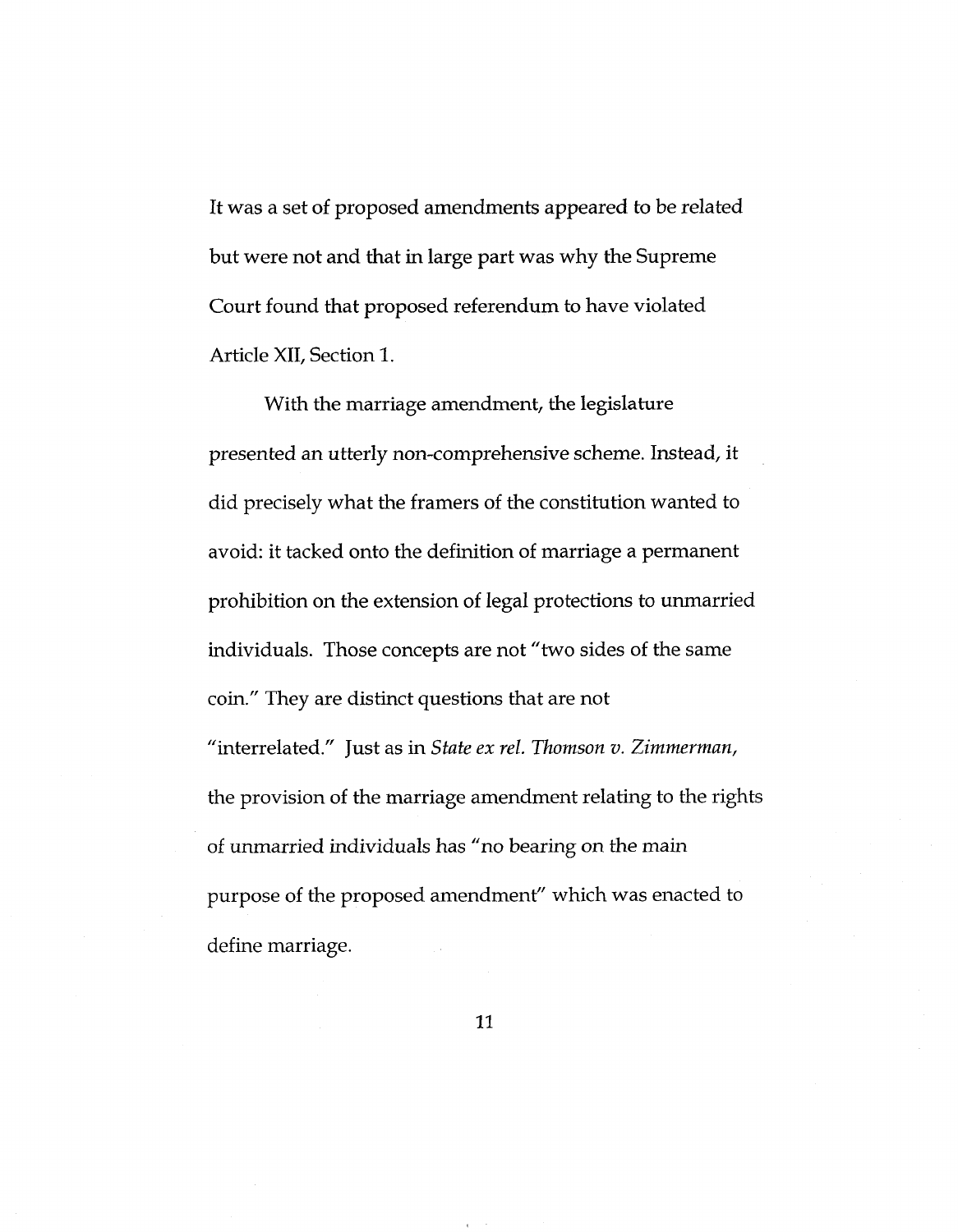It was a set of proposed amendments appeared to be related but were not and that in large part was why the Supreme Court found that proposed referendum to have violated Article XII, Section 1.

With the marriage amendment, the legislature presented an utterly non-comprehensive scheme. Instead, it did precisely what the framers of the constitution wanted to avoid: it tacked onto the definition of marriage a permanent prohibition on the extension of legal protections to unmarried individuals. Those concepts are not "two sides of the same coin." They are distinct questions that are not "interrelated." Just as in *State ex rel. Thomson v. Zimmerman*, the provision of the marriage amendment relating to the rights of unmarried individuals has "no bearing on the main purpose of the proposed amendment" which was enacted to define marriage.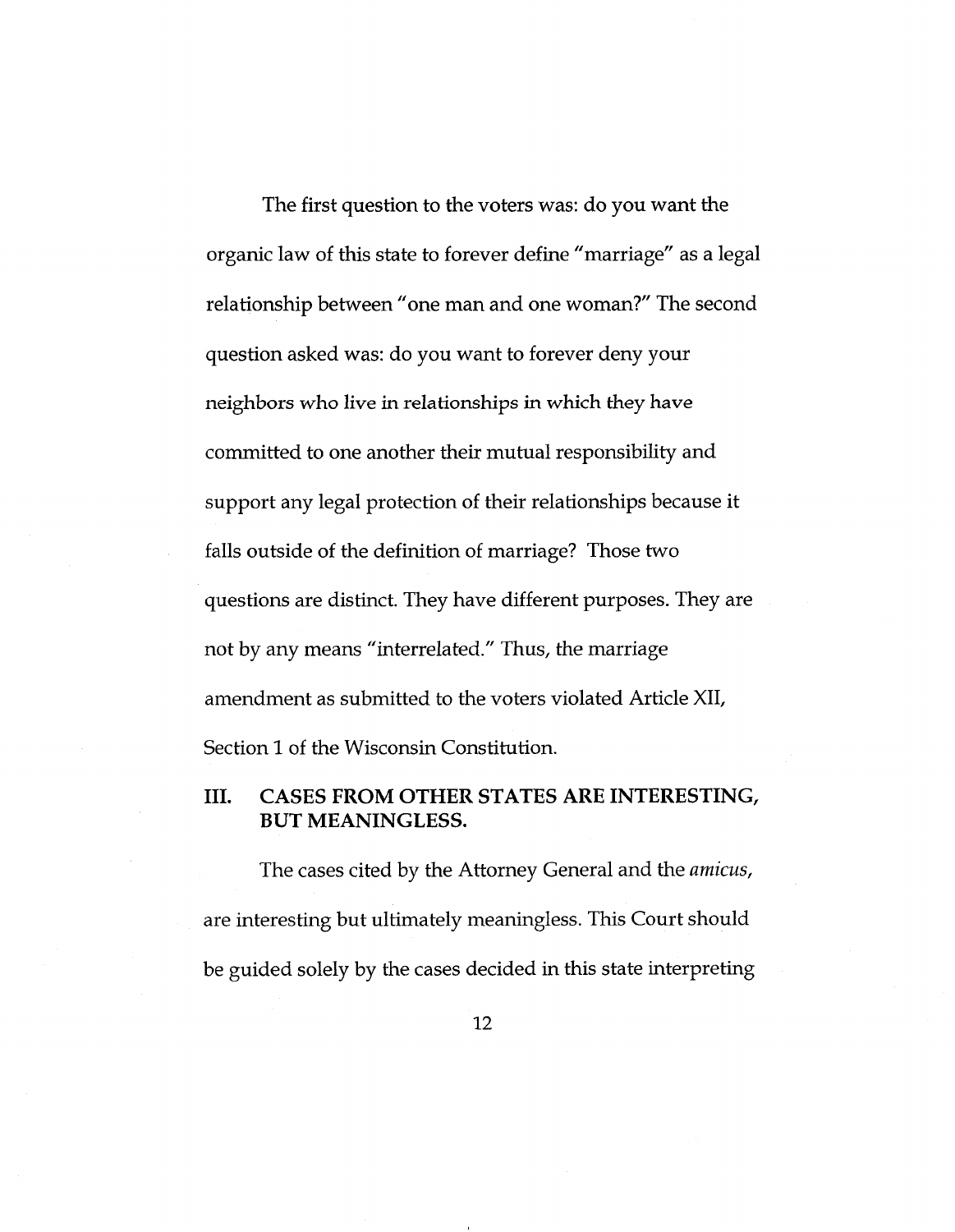The first question to the voters was: do you want the organic law of this state to forever define "marriage" as a legal relationship between "one man and one woman?" The second question asked was: do you want to forever deny your neighbors who live in relationships in which they have committed to one another their mutual responsibility and support any legal protection of their relationships because it falls outside of the definition of marriage? Those two questions are distinct. They have different purposes. They are not by any means "interrelated." Thus, the marriage amendment as submitted to the voters violated Article XII, Section 1 of the Wisconsin Constitution.

## III. CASES FROM OTHER STATES ARE INTERESTING, BUT MEANINGLESS.

The cases cited by the Attorney General and the *amicus*, are interesting but ultimately meaningless. This Court should be guided solely by the cases decided in this state interpreting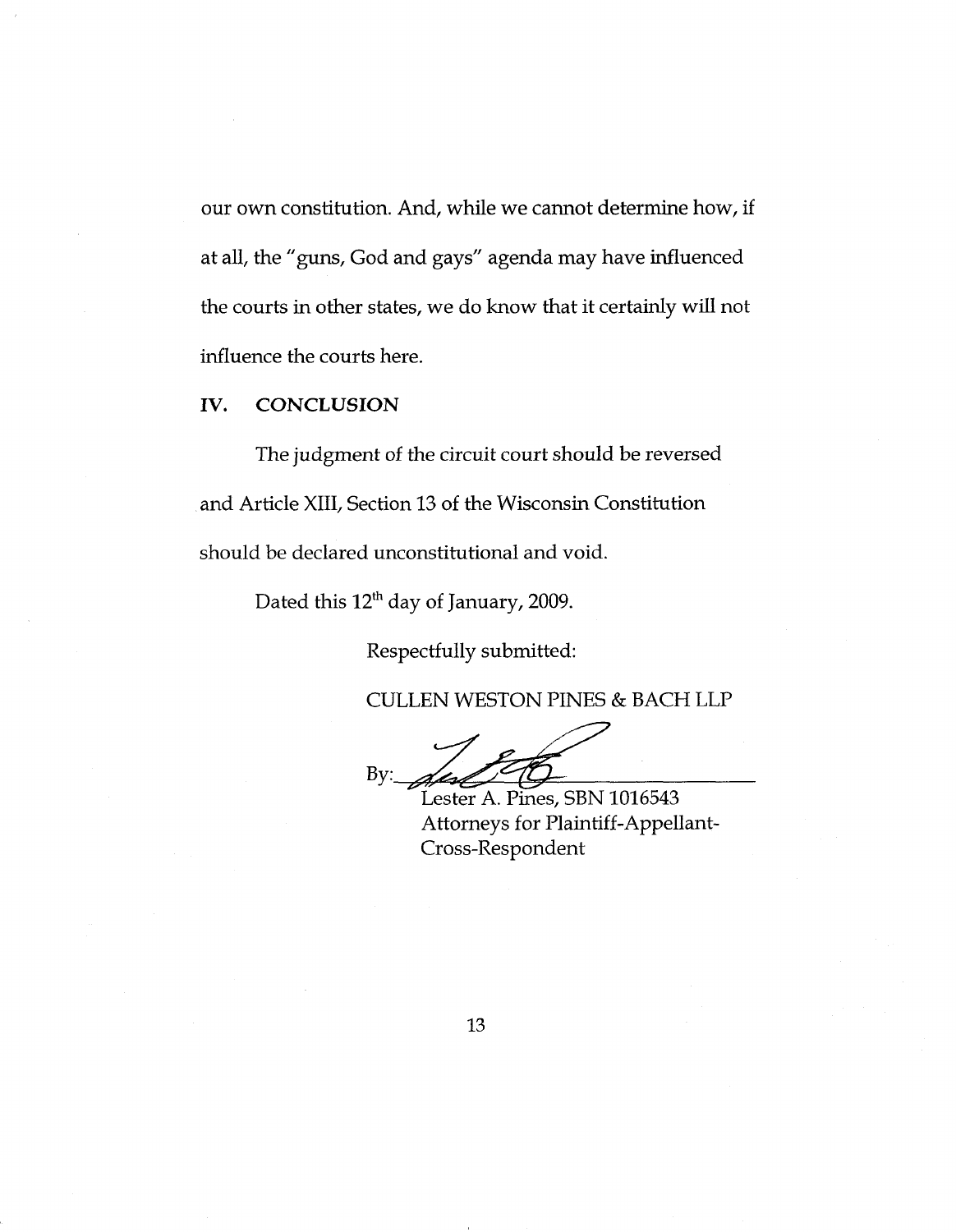our own constitution. And, while we cannot determine how, if at all, the "guns, God and gays" agenda may have influenced the courts in other states, we do know that it certainly will not influence the courts here.

## IV. CONCLUSION

The judgment of the circuit court should be reversed and Article XIII, Section 13 of the Wisconsin Constitution should be declared unconstitutional and void.

Dated this 12th day of January, 2009.

Respectfully submitted:

CULLEN WESTON PINES & BACH LLP

By: ______________________________

Lester A. Pines, SBN 1016543
Attorneys for Plaintiff-Appellant-Cross-Respondent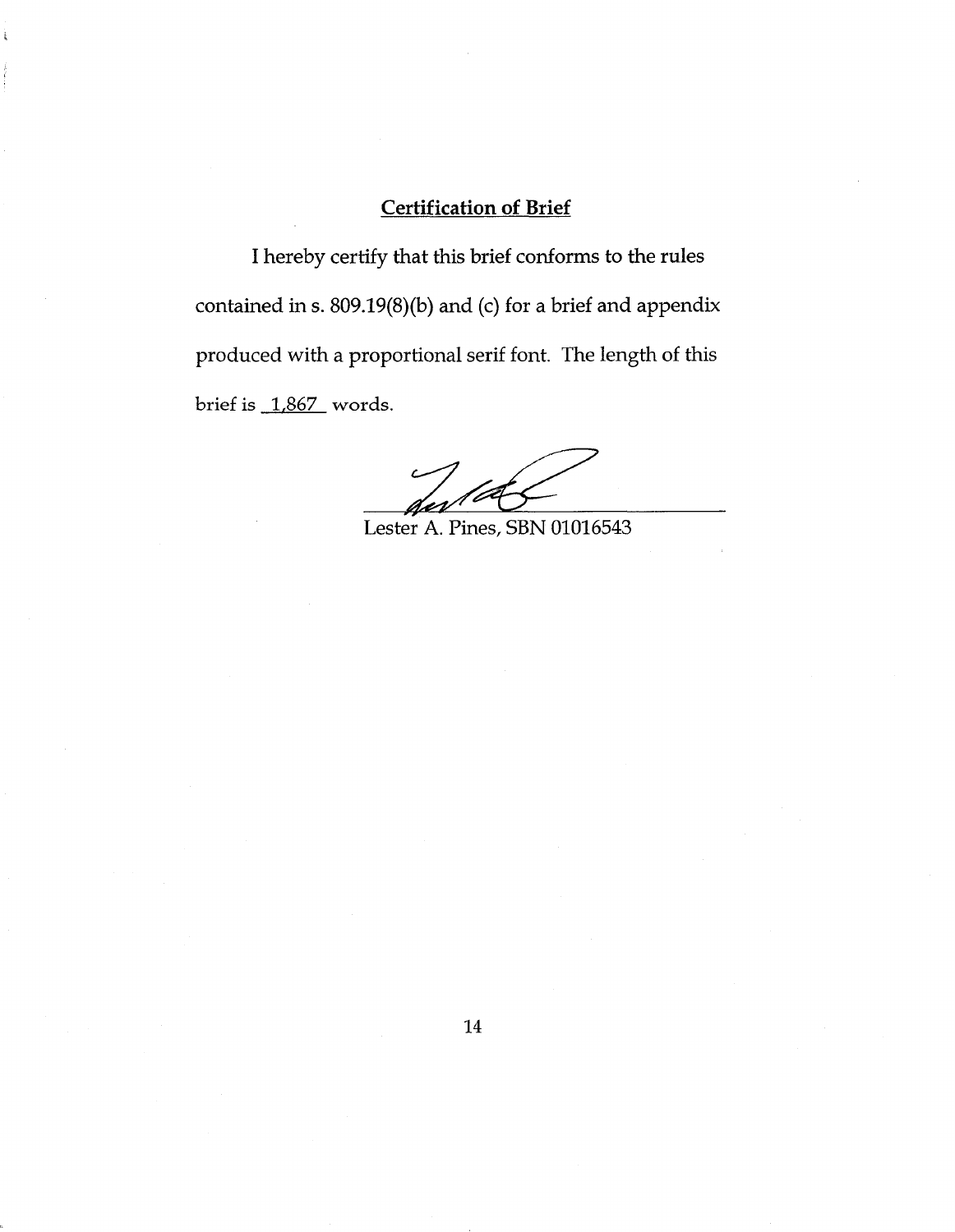## Certification of Brief

I hereby certify that this brief conforms to the rules contained in s. 809.19(8)(b) and (c) for a brief and appendix produced with a proportional serif font. The length of this brief is 1,867 words.

Lester A. Pines, SBN 01016543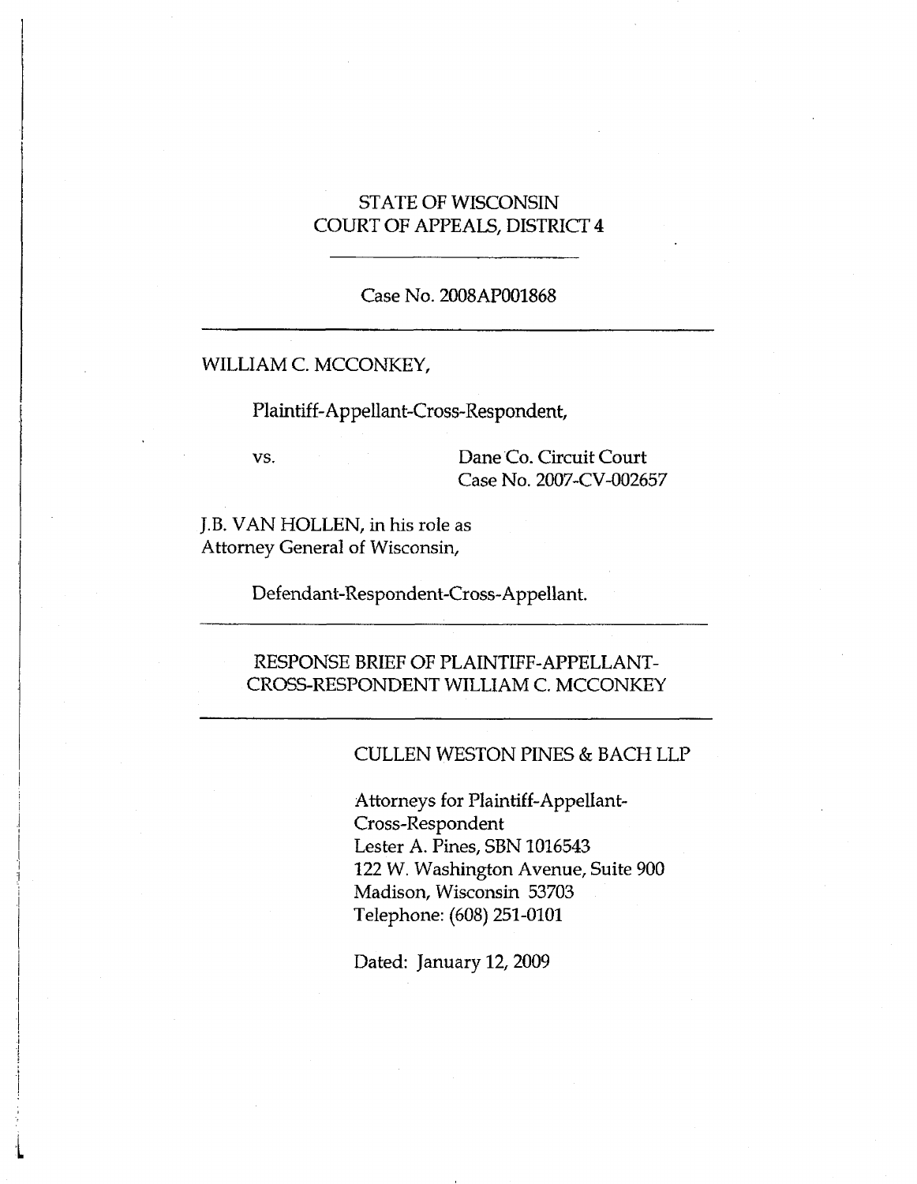STATE OF WISCONSIN
COURT OF APPEALS, DISTRICT 4

---

Case No. 2008AP001868

---

WILLIAM C. MCCONKEY,

Plaintiff-Appellant-Cross-Respondent,

vs.

Dane Co. Circuit Court
Case No. 2007-CV-002657

J.B. VAN HOLLEN, in his role as
Attorney General of Wisconsin,

Defendant-Respondent-Cross-Appellant.

---

RESPONSE BRIEF OF PLAINTIFF-APPELLANT-CROSS-RESPONDENT WILLIAM C. MCCONKEY

---

CULLEN WESTON PINES & BACH LLP

Attorneys for Plaintiff-Appellant-Cross-Respondent
Lester A. Pines, SBN 1016543
122 W. Washington Avenue, Suite 900
Madison, Wisconsin 53703
Telephone: (608) 251-0101

Dated: January 12, 2009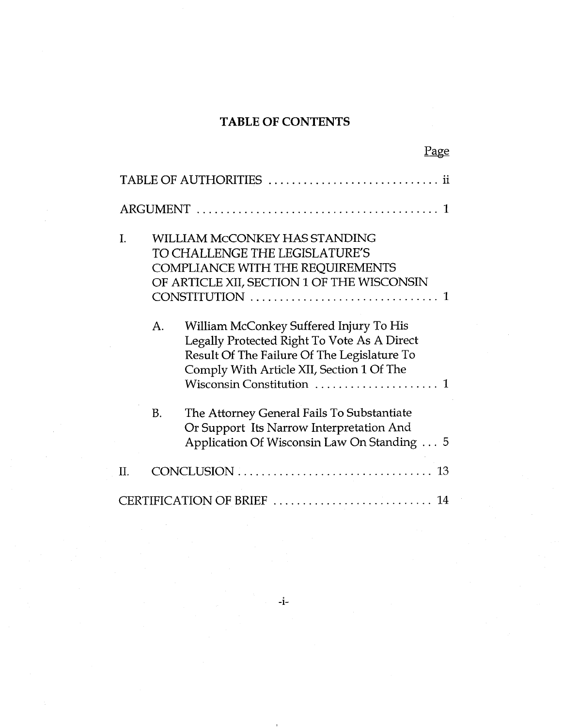# TABLE OF CONTENTS

| | Page |
|---|---|
| TABLE OF AUTHORITIES | ii |
| ARGUMENT | 1 |
| I. WILLIAM McCONKEY HAS STANDING TO CHALLENGE THE LEGISLATURE'S COMPLIANCE WITH THE REQUIREMENTS OF ARTICLE XII, SECTION 1 OF THE WISCONSIN CONSTITUTION | 1 |
| A. William McConkey Suffered Injury To His Legally Protected Right To Vote As A Direct Result Of The Failure Of The Legislature To Comply With Article XII, Section 1 Of The Wisconsin Constitution | 1 |
| B. The Attorney General Fails To Substantiate Or Support Its Narrow Interpretation And Application Of Wisconsin Law On Standing | 5 |
| II. CONCLUSION | 13 |
| CERTIFICATION OF BRIEF | 14 |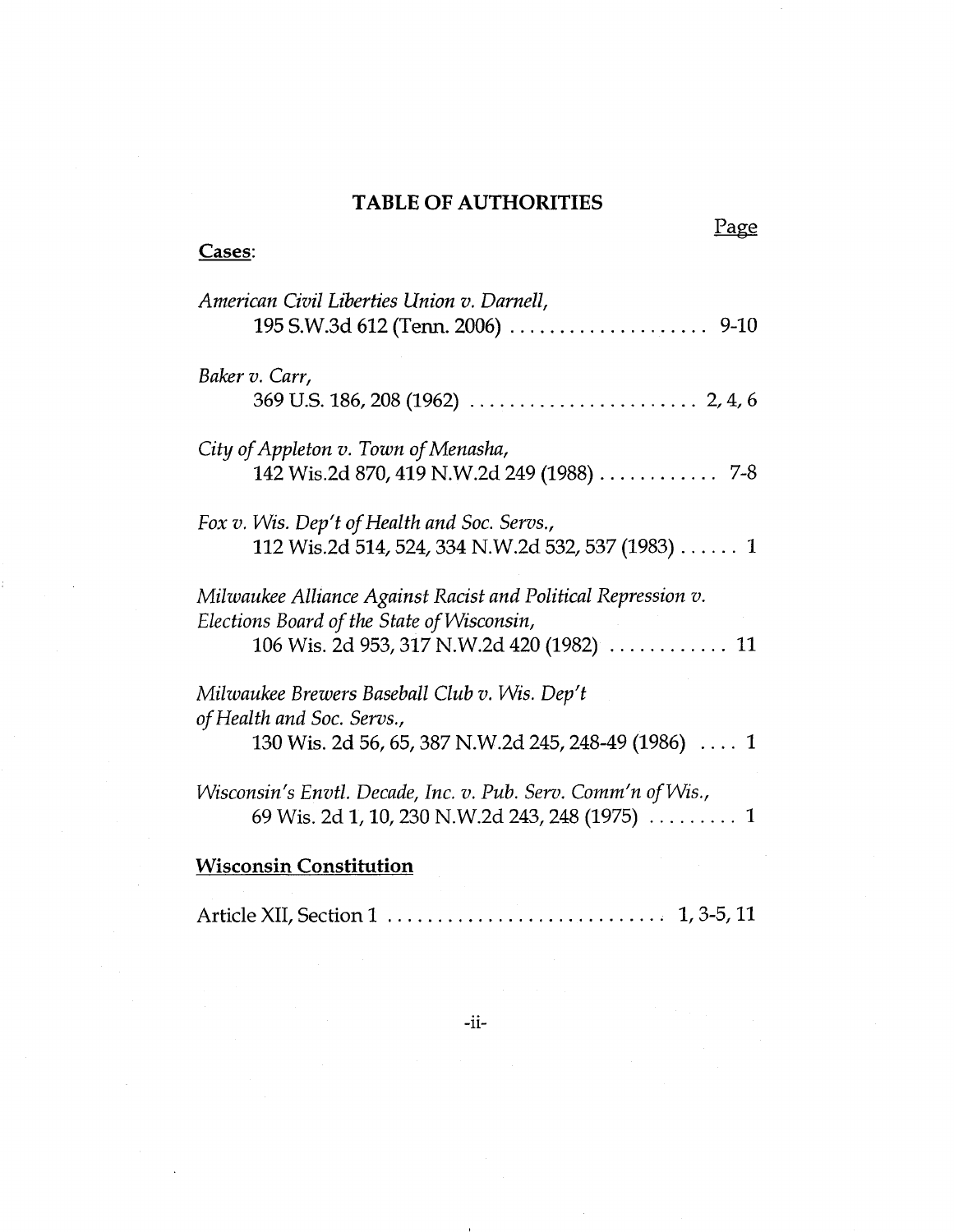# TABLE OF AUTHORITIES

Page

**Cases:**

*American Civil Liberties Union v. Darnell*,
195 S.W.3d 612 (Tenn. 2006) .................... 9-10

*Baker v. Carr*,
369 U.S. 186, 208 (1962) ....................... 2, 4, 6

*City of Appleton v. Town of Menasha*,
142 Wis.2d 870, 419 N.W.2d 249 (1988) ............ 7-8

*Fox v. Wis. Dep't of Health and Soc. Servs.*,
112 Wis.2d 514, 524, 334 N.W.2d 532, 537 (1983) ...... 1

*Milwaukee Alliance Against Racist and Political Repression v. Elections Board of the State of Wisconsin*,
106 Wis. 2d 953, 317 N.W.2d 420 (1982) ............ 11

*Milwaukee Brewers Baseball Club v. Wis. Dep't of Health and Soc. Servs.*,
130 Wis. 2d 56, 65, 387 N.W.2d 245, 248-49 (1986) .... 1

*Wisconsin's Envtl. Decade, Inc. v. Pub. Serv. Comm'n of Wis.*,
69 Wis. 2d 1, 10, 230 N.W.2d 243, 248 (1975) ......... 1

**Wisconsin Constitution**

Article XII, Section 1 ............................ 1, 3-5, 11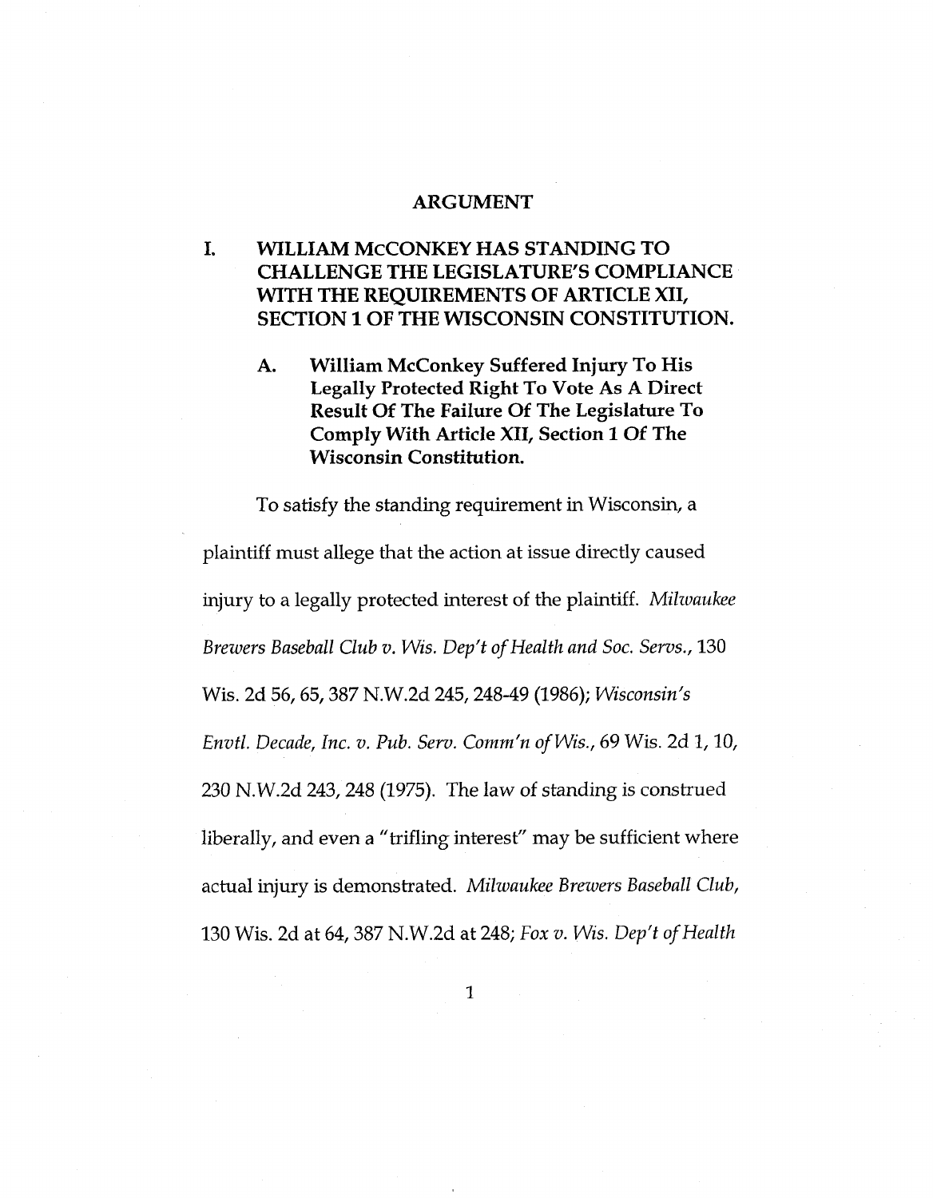# ARGUMENT

## I. WILLIAM McCONKEY HAS STANDING TO CHALLENGE THE LEGISLATURE'S COMPLIANCE WITH THE REQUIREMENTS OF ARTICLE XII, SECTION 1 OF THE WISCONSIN CONSTITUTION.

### A. William McConkey Suffered Injury To His Legally Protected Right To Vote As A Direct Result Of The Failure Of The Legislature To Comply With Article XII, Section 1 Of The Wisconsin Constitution.

To satisfy the standing requirement in Wisconsin, a plaintiff must allege that the action at issue directly caused injury to a legally protected interest of the plaintiff. *Milwaukee Brewers Baseball Club v. Wis. Dep't of Health and Soc. Servs.*, 130 Wis. 2d 56, 65, 387 N.W.2d 245, 248-49 (1986); *Wisconsin's Envtl. Decade, Inc. v. Pub. Serv. Comm'n of Wis.*, 69 Wis. 2d 1, 10, 230 N.W.2d 243, 248 (1975). The law of standing is construed liberally, and even a "trifling interest" may be sufficient where actual injury is demonstrated. *Milwaukee Brewers Baseball Club*, 130 Wis. 2d at 64, 387 N.W.2d at 248; *Fox v. Wis. Dep't of Health*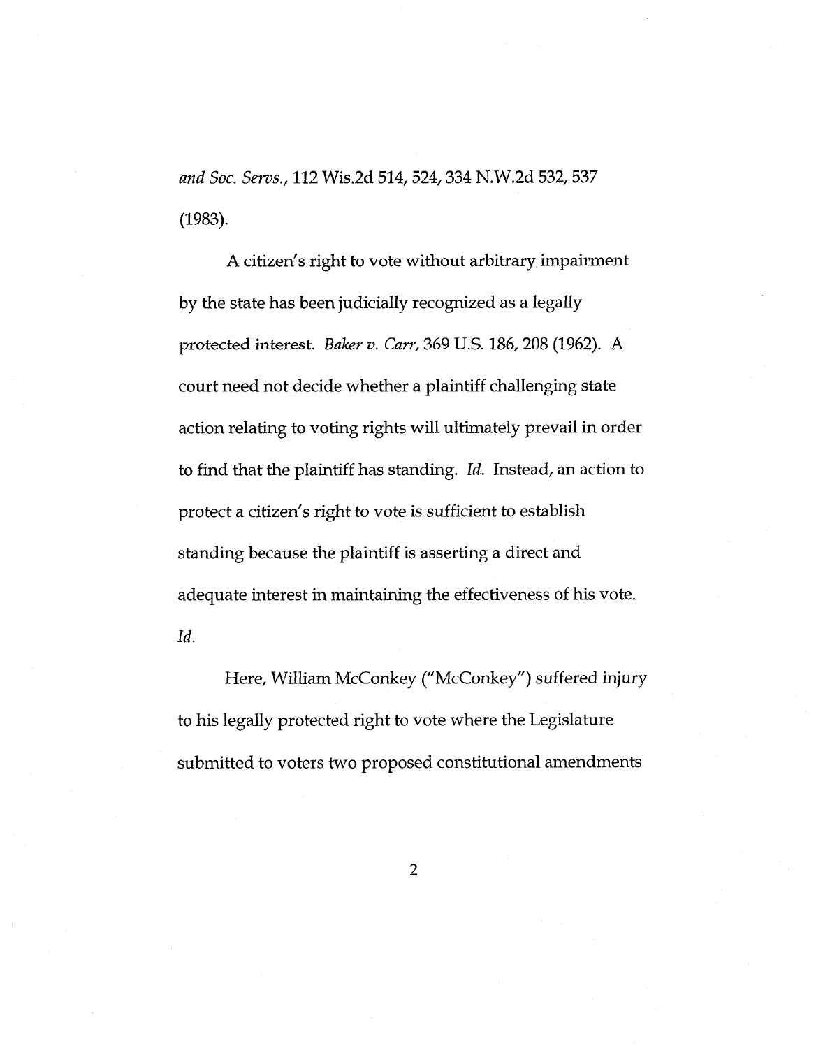*and Soc. Servs.*, 112 Wis.2d 514, 524, 334 N.W.2d 532, 537 (1983).

A citizen's right to vote without arbitrary impairment by the state has been judicially recognized as a legally protected interest. *Baker v. Carr*, 369 U.S. 186, 208 (1962). A court need not decide whether a plaintiff challenging state action relating to voting rights will ultimately prevail in order to find that the plaintiff has standing. *Id.* Instead, an action to protect a citizen's right to vote is sufficient to establish standing because the plaintiff is asserting a direct and adequate interest in maintaining the effectiveness of his vote. *Id.*

Here, William McConkey ("McConkey") suffered injury to his legally protected right to vote where the Legislature submitted to voters two proposed constitutional amendments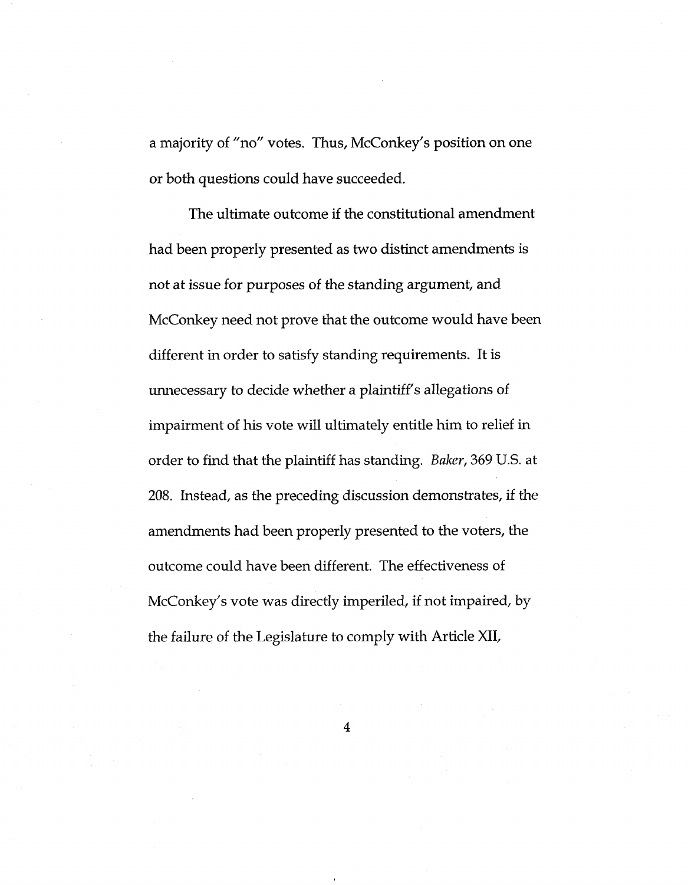a majority of "no" votes. Thus, McConkey's position on one or both questions could have succeeded.

The ultimate outcome if the constitutional amendment had been properly presented as two distinct amendments is not at issue for purposes of the standing argument, and McConkey need not prove that the outcome would have been different in order to satisfy standing requirements. It is unnecessary to decide whether a plaintiff's allegations of impairment of his vote will ultimately entitle him to relief in order to find that the plaintiff has standing. *Baker*, 369 U.S. at 208. Instead, as the preceding discussion demonstrates, if the amendments had been properly presented to the voters, the outcome could have been different. The effectiveness of McConkey's vote was directly imperiled, if not impaired, by the failure of the Legislature to comply with Article XII,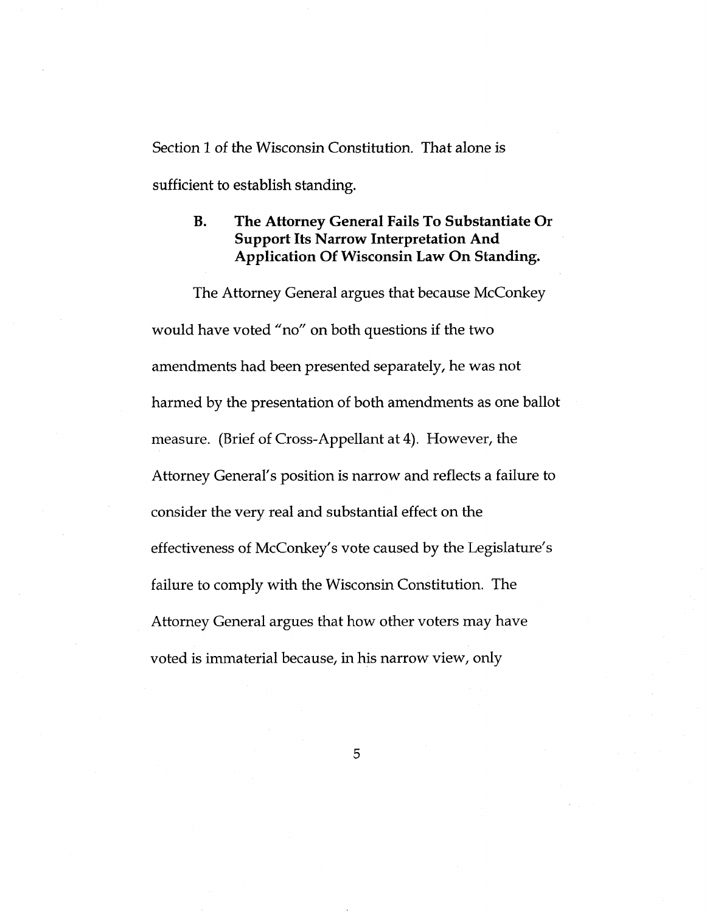Section 1 of the Wisconsin Constitution. That alone is sufficient to establish standing.

### B. The Attorney General Fails To Substantiate Or Support Its Narrow Interpretation And Application Of Wisconsin Law On Standing.

The Attorney General argues that because McConkey would have voted "no" on both questions if the two amendments had been presented separately, he was not harmed by the presentation of both amendments as one ballot measure. (Brief of Cross-Appellant at 4). However, the Attorney General's position is narrow and reflects a failure to consider the very real and substantial effect on the effectiveness of McConkey's vote caused by the Legislature's failure to comply with the Wisconsin Constitution. The Attorney General argues that how other voters may have voted is immaterial because, in his narrow view, only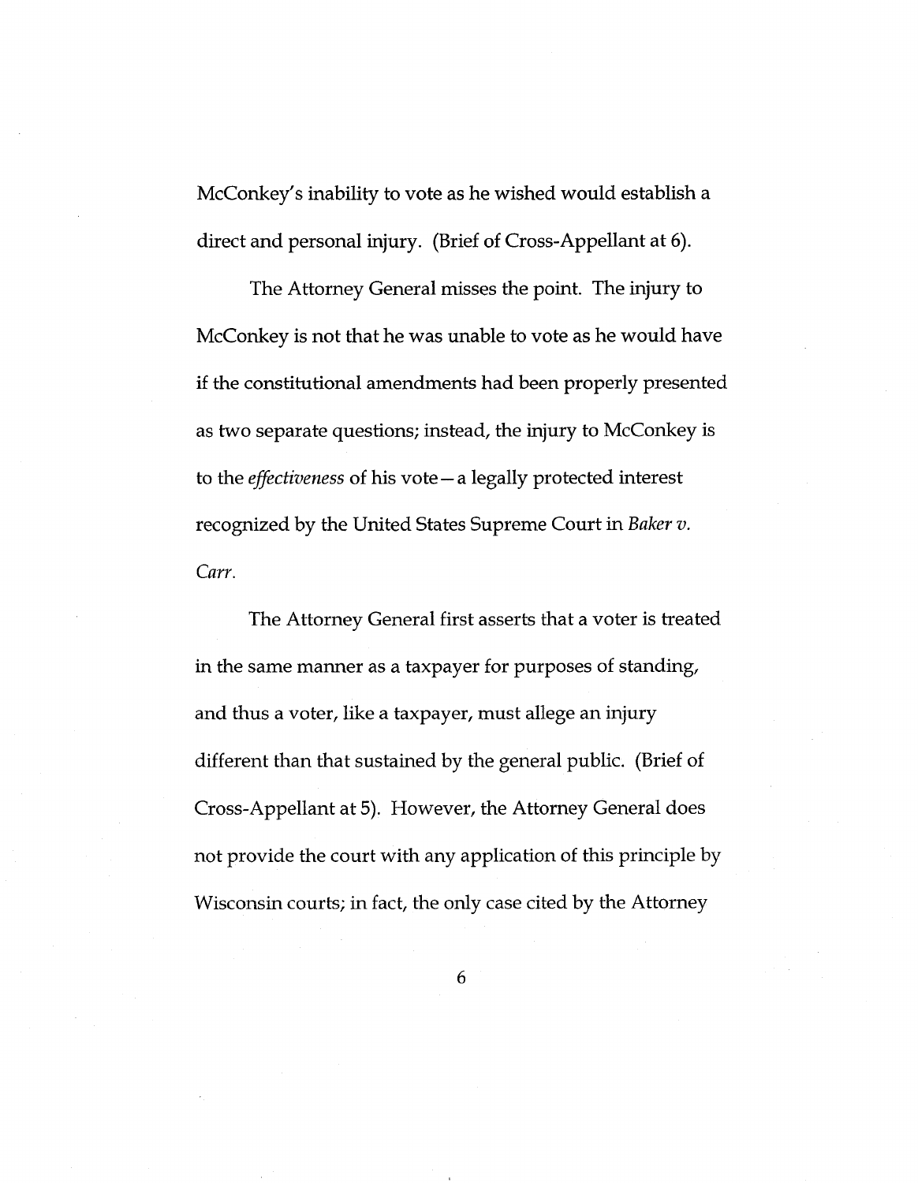McConkey's inability to vote as he wished would establish a direct and personal injury. (Brief of Cross-Appellant at 6).

The Attorney General misses the point. The injury to McConkey is not that he was unable to vote as he would have if the constitutional amendments had been properly presented as two separate questions; instead, the injury to McConkey is to the *effectiveness* of his vote—a legally protected interest recognized by the United States Supreme Court in *Baker v. Carr*.

The Attorney General first asserts that a voter is treated in the same manner as a taxpayer for purposes of standing, and thus a voter, like a taxpayer, must allege an injury different than that sustained by the general public. (Brief of Cross-Appellant at 5). However, the Attorney General does not provide the court with any application of this principle by Wisconsin courts; in fact, the only case cited by the Attorney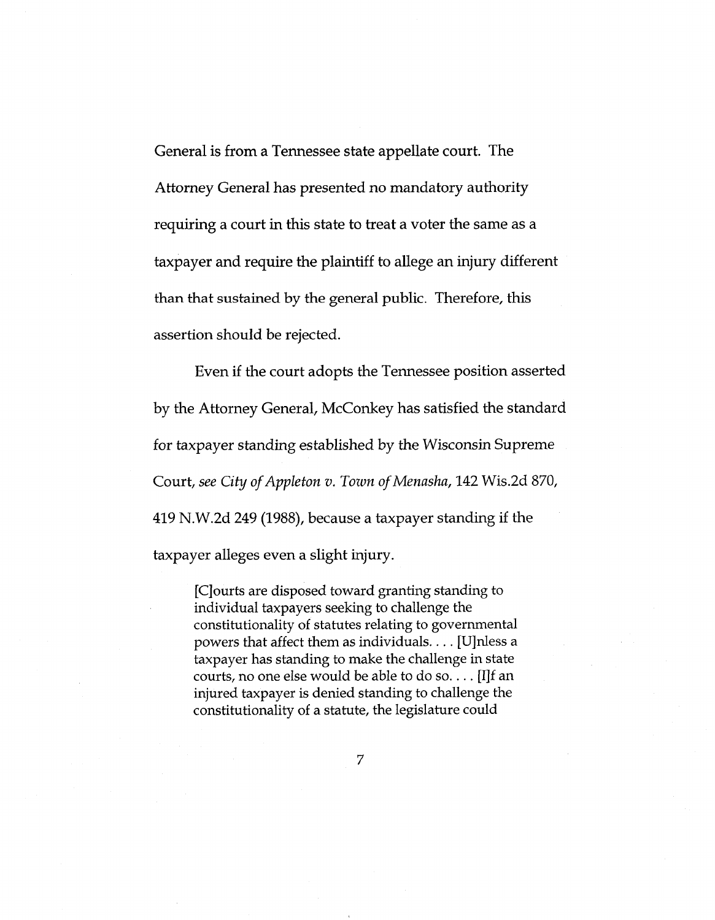General is from a Tennessee state appellate court. The Attorney General has presented no mandatory authority requiring a court in this state to treat a voter the same as a taxpayer and require the plaintiff to allege an injury different than that sustained by the general public. Therefore, this assertion should be rejected.

Even if the court adopts the Tennessee position asserted by the Attorney General, McConkey has satisfied the standard for taxpayer standing established by the Wisconsin Supreme Court, *see City of Appleton v. Town of Menasha*, 142 Wis.2d 870, 419 N.W.2d 249 (1988), because a taxpayer standing if the taxpayer alleges even a slight injury.

> [C]ourts are disposed toward granting standing to individual taxpayers seeking to challenge the constitutionality of statutes relating to governmental powers that affect them as individuals. . . . [U]nless a taxpayer has standing to make the challenge in state courts, no one else would be able to do so. . . . [I]f an injured taxpayer is denied standing to challenge the constitutionality of a statute, the legislature could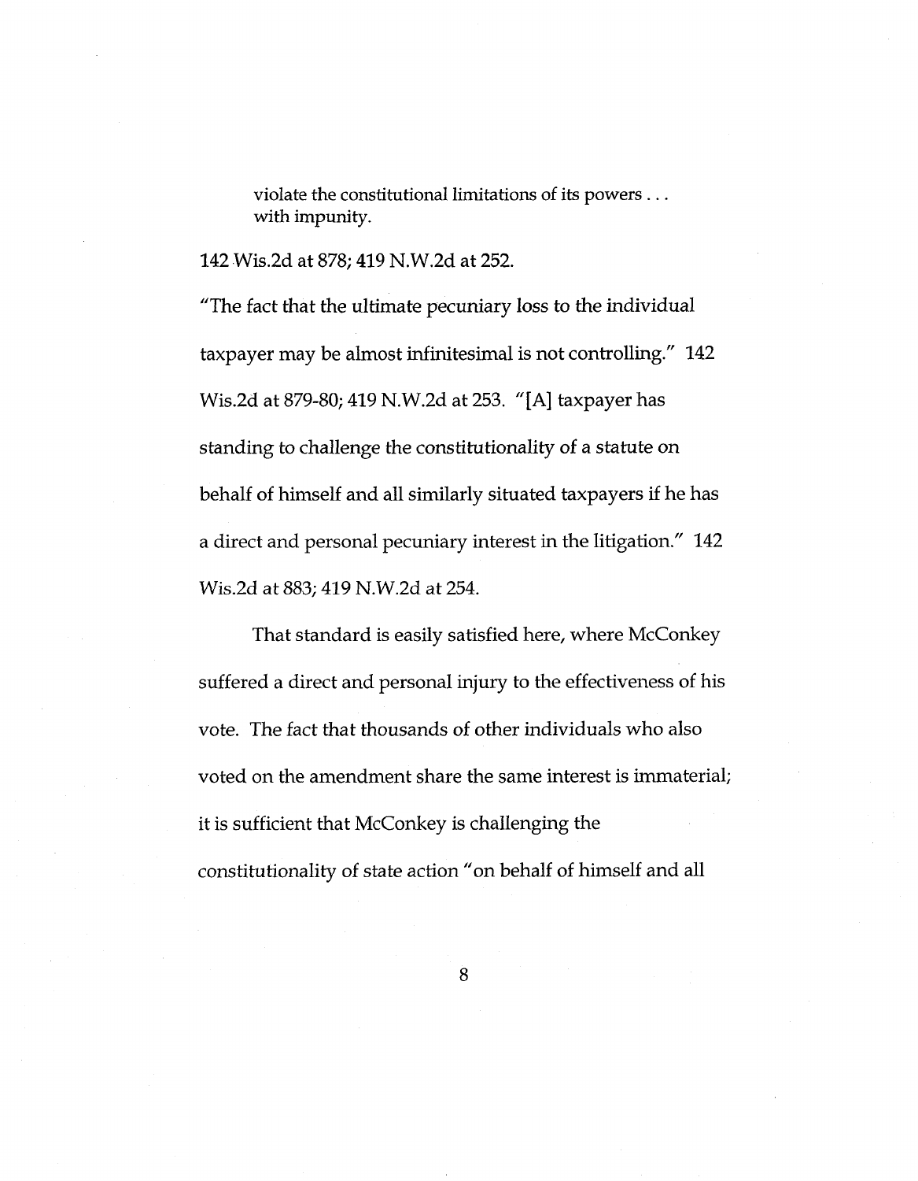> violate the constitutional limitations of its powers . . . with impunity.

142 Wis.2d at 878; 419 N.W.2d at 252.

"The fact that the ultimate pecuniary loss to the individual taxpayer may be almost infinitesimal is not controlling." 142 Wis.2d at 879-80; 419 N.W.2d at 253. "[A] taxpayer has standing to challenge the constitutionality of a statute on behalf of himself and all similarly situated taxpayers if he has a direct and personal pecuniary interest in the litigation." 142 Wis.2d at 883; 419 N.W.2d at 254.

That standard is easily satisfied here, where McConkey suffered a direct and personal injury to the effectiveness of his vote. The fact that thousands of other individuals who also voted on the amendment share the same interest is immaterial; it is sufficient that McConkey is challenging the constitutionality of state action "on behalf of himself and all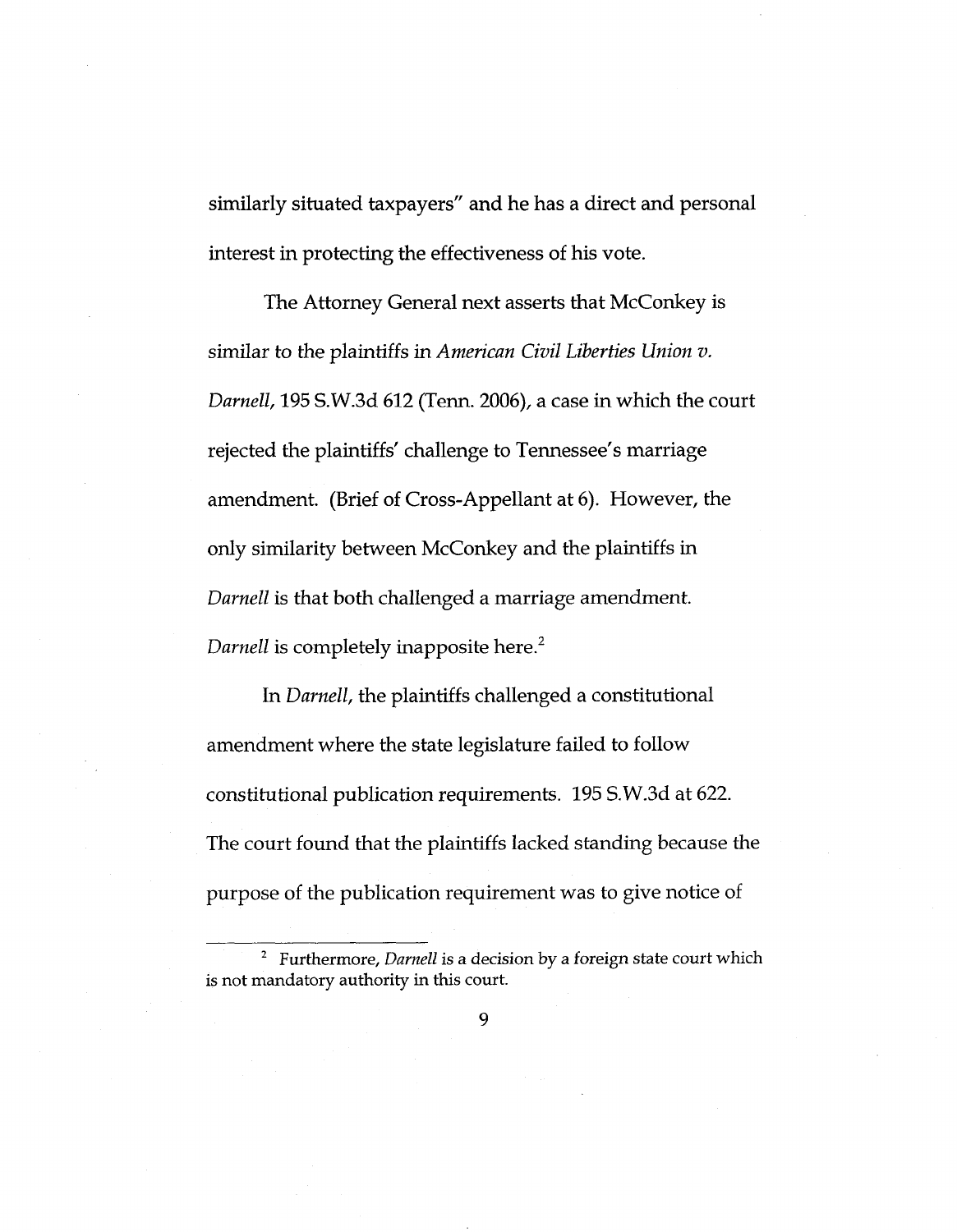similarly situated taxpayers" and he has a direct and personal interest in protecting the effectiveness of his vote.

The Attorney General next asserts that McConkey is similar to the plaintiffs in *American Civil Liberties Union v. Darnell*, 195 S.W.3d 612 (Tenn. 2006), a case in which the court rejected the plaintiffs' challenge to Tennessee's marriage amendment. (Brief of Cross-Appellant at 6). However, the only similarity between McConkey and the plaintiffs in *Darnell* is that both challenged a marriage amendment. *Darnell* is completely inapposite here.[2]

In *Darnell*, the plaintiffs challenged a constitutional amendment where the state legislature failed to follow constitutional publication requirements. 195 S.W.3d at 622. The court found that the plaintiffs lacked standing because the purpose of the publication requirement was to give notice of

---

[2] Furthermore, *Darnell* is a decision by a foreign state court which is not mandatory authority in this court.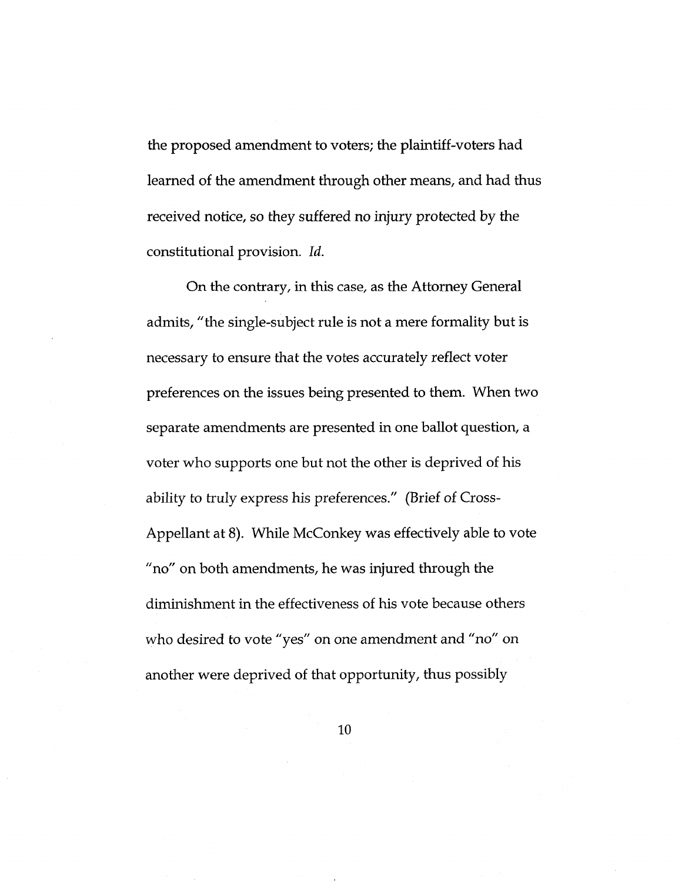the proposed amendment to voters; the plaintiff-voters had learned of the amendment through other means, and had thus received notice, so they suffered no injury protected by the constitutional provision. *Id.*

On the contrary, in this case, as the Attorney General admits, "the single-subject rule is not a mere formality but is necessary to ensure that the votes accurately reflect voter preferences on the issues being presented to them. When two separate amendments are presented in one ballot question, a voter who supports one but not the other is deprived of his ability to truly express his preferences." (Brief of Cross-Appellant at 8). While McConkey was effectively able to vote "no" on both amendments, he was injured through the diminishment in the effectiveness of his vote because others who desired to vote "yes" on one amendment and "no" on another were deprived of that opportunity, thus possibly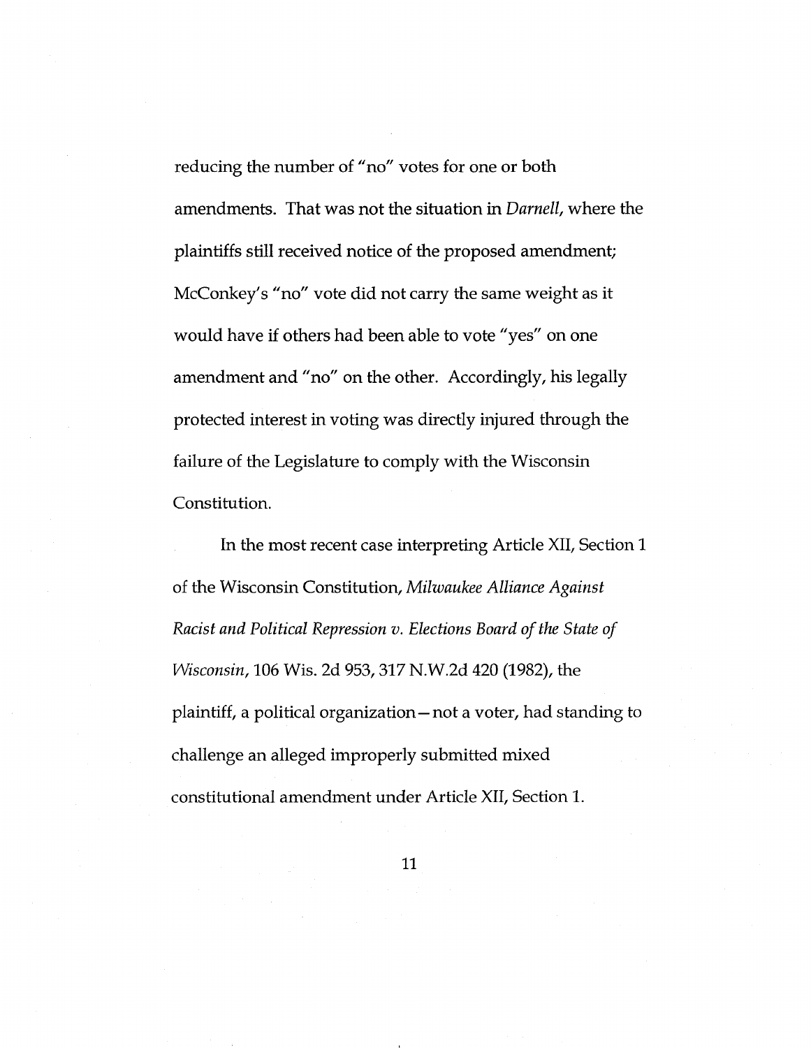reducing the number of "no" votes for one or both amendments. That was not the situation in *Darnell*, where the plaintiffs still received notice of the proposed amendment; McConkey's "no" vote did not carry the same weight as it would have if others had been able to vote "yes" on one amendment and "no" on the other. Accordingly, his legally protected interest in voting was directly injured through the failure of the Legislature to comply with the Wisconsin Constitution.

In the most recent case interpreting Article XII, Section 1 of the Wisconsin Constitution, *Milwaukee Alliance Against Racist and Political Repression v. Elections Board of the State of Wisconsin*, 106 Wis. 2d 953, 317 N.W.2d 420 (1982), the plaintiff, a political organization—not a voter, had standing to challenge an alleged improperly submitted mixed constitutional amendment under Article XII, Section 1.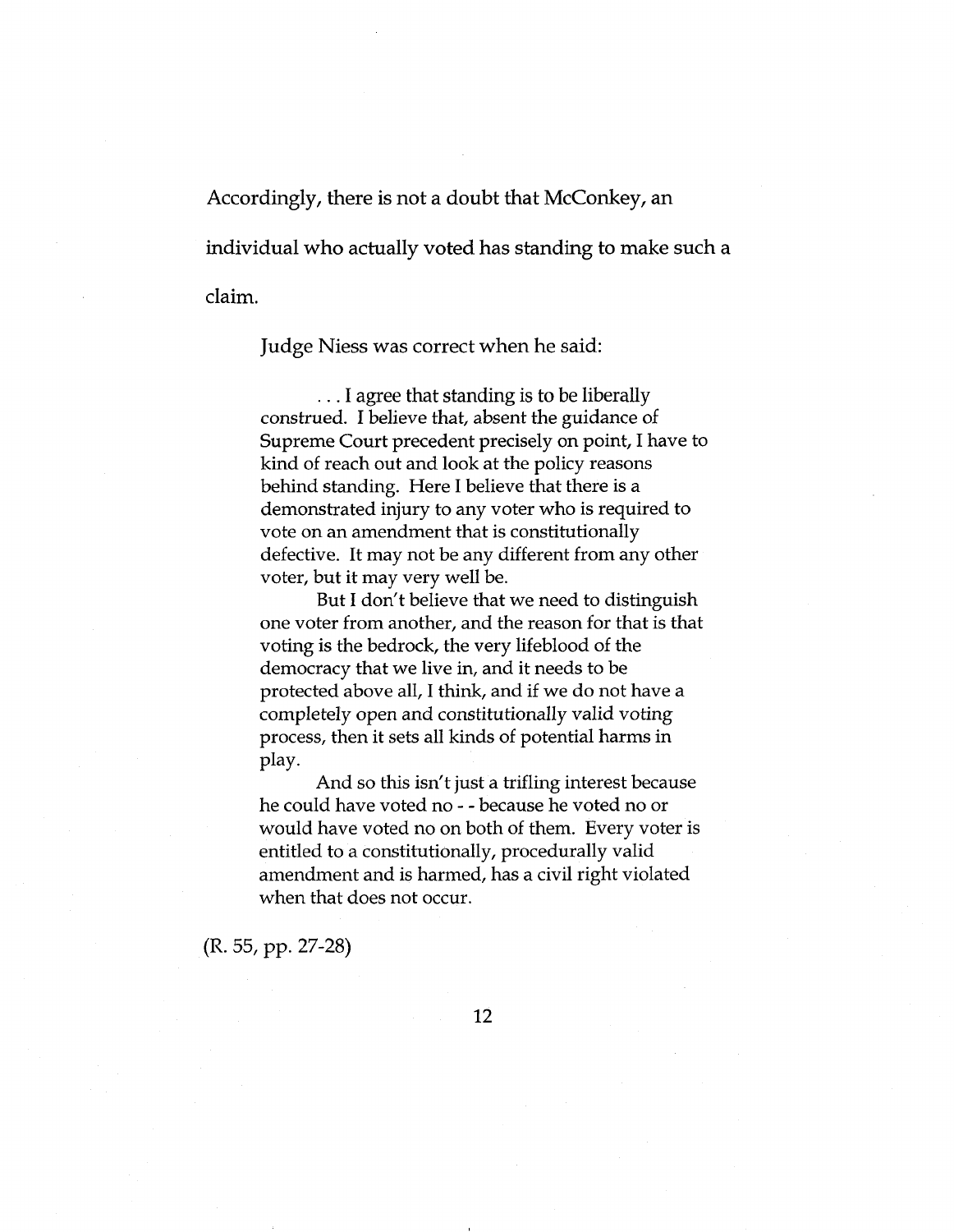Accordingly, there is not a doubt that McConkey, an individual who actually voted has standing to make such a claim.

Judge Niess was correct when he said:

> . . . I agree that standing is to be liberally construed. I believe that, absent the guidance of Supreme Court precedent precisely on point, I have to kind of reach out and look at the policy reasons behind standing. Here I believe that there is a demonstrated injury to any voter who is required to vote on an amendment that is constitutionally defective. It may not be any different from any other voter, but it may very well be.
>
> But I don't believe that we need to distinguish one voter from another, and the reason for that is that voting is the bedrock, the very lifeblood of the democracy that we live in, and it needs to be protected above all, I think, and if we do not have a completely open and constitutionally valid voting process, then it sets all kinds of potential harms in play.
>
> And so this isn't just a trifling interest because he could have voted no - - because he voted no or would have voted no on both of them. Every voter is entitled to a constitutionally, procedurally valid amendment and is harmed, has a civil right violated when that does not occur.

(R. 55, pp. 27-28)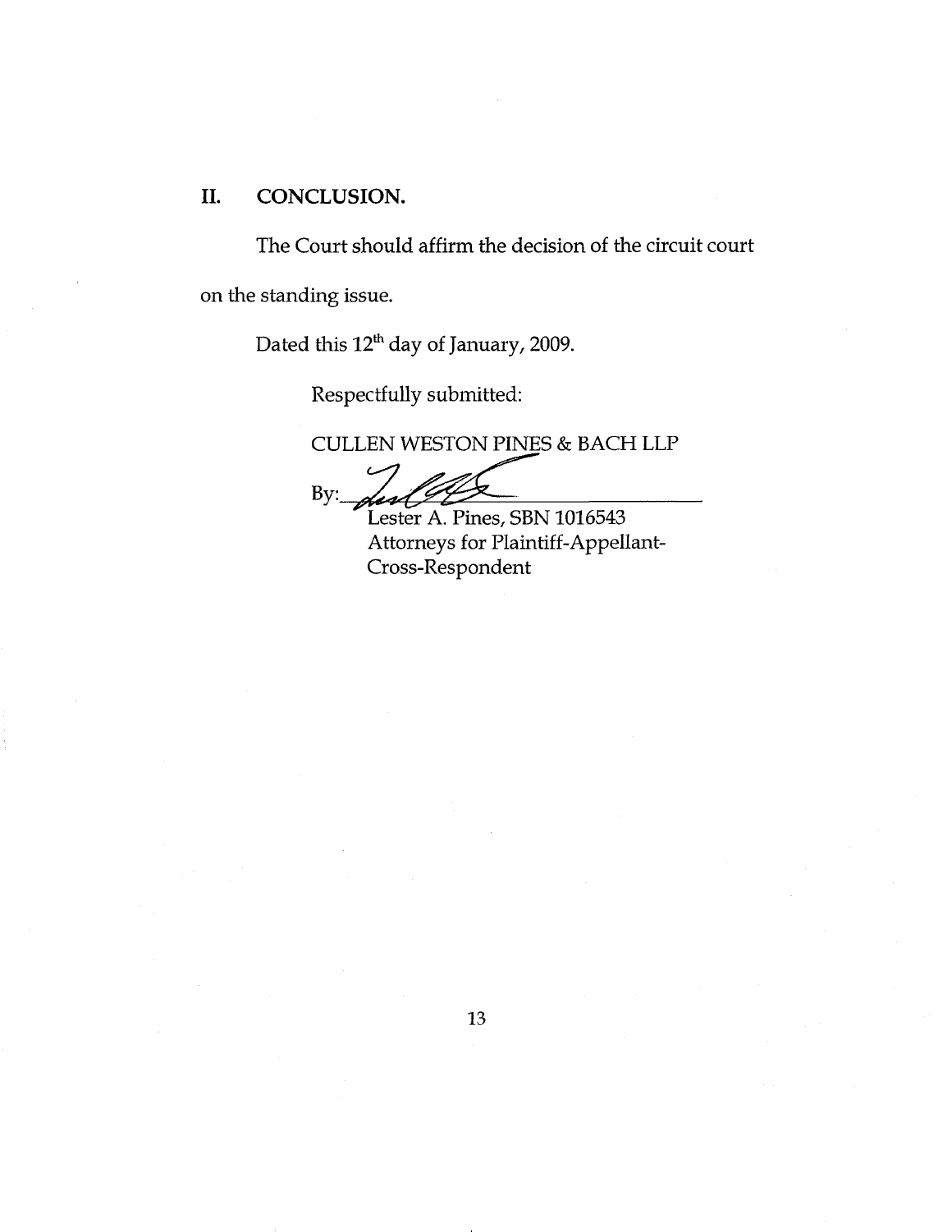## II. CONCLUSION.

The Court should affirm the decision of the circuit court on the standing issue.

Dated this 12th day of January, 2009.

Respectfully submitted:

CULLEN WESTON PINES & BACH LLP

By:\_\_\_\_\_\_\_\_\_\_\_\_\_\_\_\_\_\_\_\_\_\_\_\_

Lester A. Pines, SBN 1016543
Attorneys for Plaintiff-Appellant-Cross-Respondent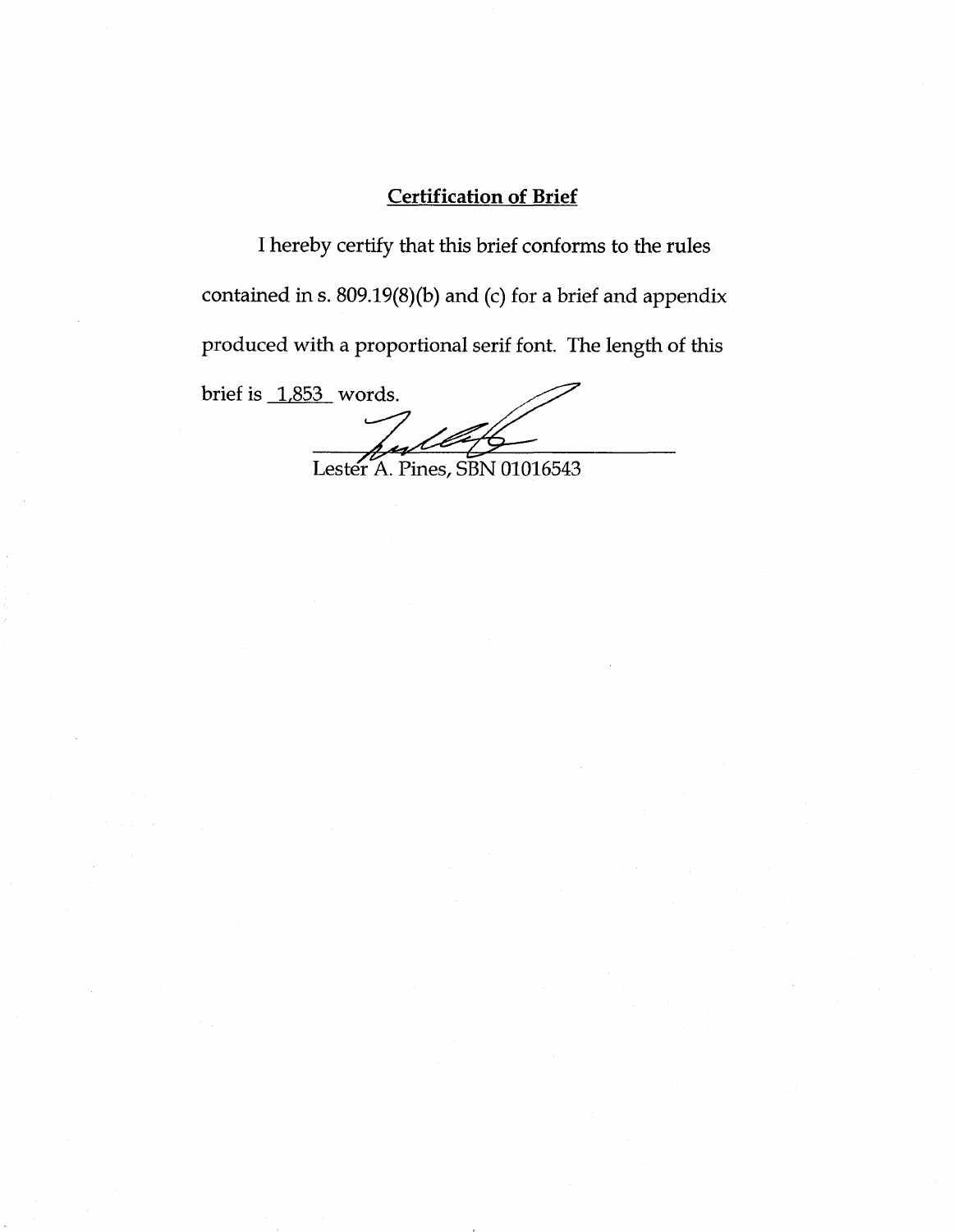## Certification of Brief

I hereby certify that this brief conforms to the rules contained in s. 809.19(8)(b) and (c) for a brief and appendix produced with a proportional serif font. The length of this brief is 1,853 words.

Lester A. Pines, SBN 01016543